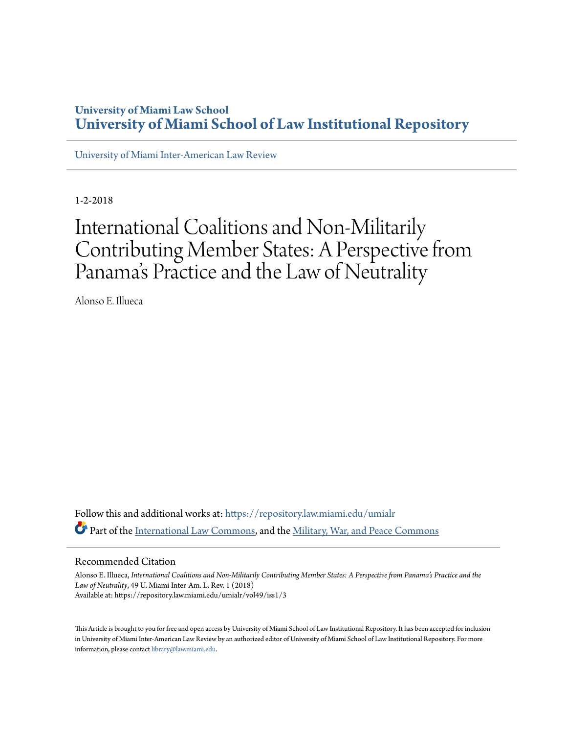University of Miami Law School

# University of Miami School of Law Institutional Repository

University of Miami Inter-American Law Review

1-2-2018

# International Coalitions and Non-Militarily Contributing Member States: A Perspective from Panama's Practice and the Law of Neutrality

Alonso E. Illueca

Follow this and additional works at: https://repository.law.miami.edu/umialr

Part of the International Law Commons, and the Military, War, and Peace Commons

## Recommended Citation

Alonso E. Illueca, *International Coalitions and Non-Militarily Contributing Member States: A Perspective from Panama's Practice and the Law of Neutrality*, 49 U. Miami Inter-Am. L. Rev. 1 (2018)
Available at: https://repository.law.miami.edu/umialr/vol49/iss1/3

This Article is brought to you for free and open access by University of Miami School of Law Institutional Repository. It has been accepted for inclusion in University of Miami Inter-American Law Review by an authorized editor of University of Miami School of Law Institutional Repository. For more information, please contact library@law.miami.edu.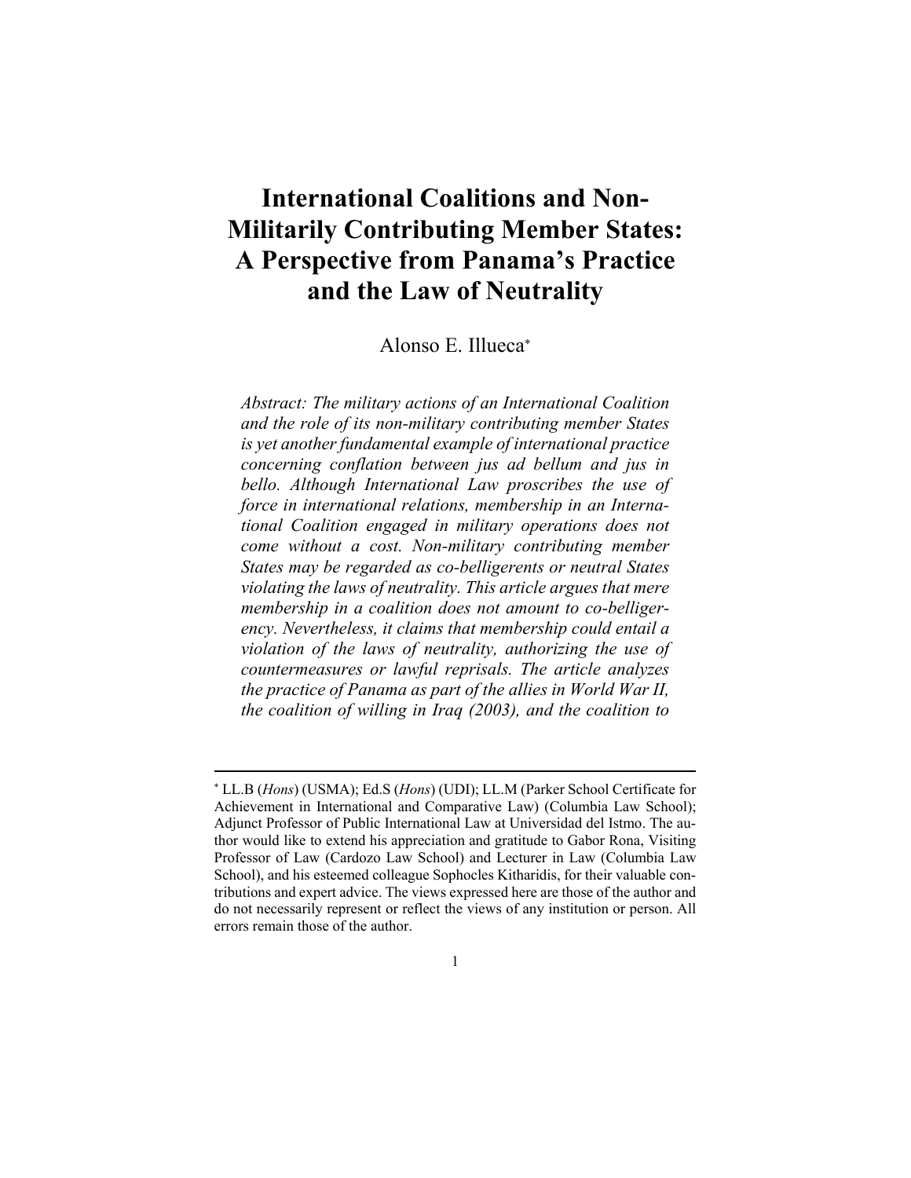# International Coalitions and Non-Militarily Contributing Member States: A Perspective from Panama's Practice and the Law of Neutrality

Alonso E. Illueca[*]

*Abstract: The military actions of an International Coalition and the role of its non-military contributing member States is yet another fundamental example of international practice concerning conflation between jus ad bellum and jus in bello. Although International Law proscribes the use of force in international relations, membership in an International Coalition engaged in military operations does not come without a cost. Non-military contributing member States may be regarded as co-belligerents or neutral States violating the laws of neutrality. This article argues that mere membership in a coalition does not amount to co-belligerency. Nevertheless, it claims that membership could entail a violation of the laws of neutrality, authorizing the use of countermeasures or lawful reprisals. The article analyzes the practice of Panama as part of the allies in World War II, the coalition of willing in Iraq (2003), and the coalition to*

---

[*] LL.B (*Hons*) (USMA); Ed.S (*Hons*) (UDI); LL.M (Parker School Certificate for Achievement in International and Comparative Law) (Columbia Law School); Adjunct Professor of Public International Law at Universidad del Istmo. The author would like to extend his appreciation and gratitude to Gabor Rona, Visiting Professor of Law (Cardozo Law School) and Lecturer in Law (Columbia Law School), and his esteemed colleague Sophocles Kitharidis, for their valuable contributions and expert advice. The views expressed here are those of the author and do not necessarily represent or reflect the views of any institution or person. All errors remain those of the author.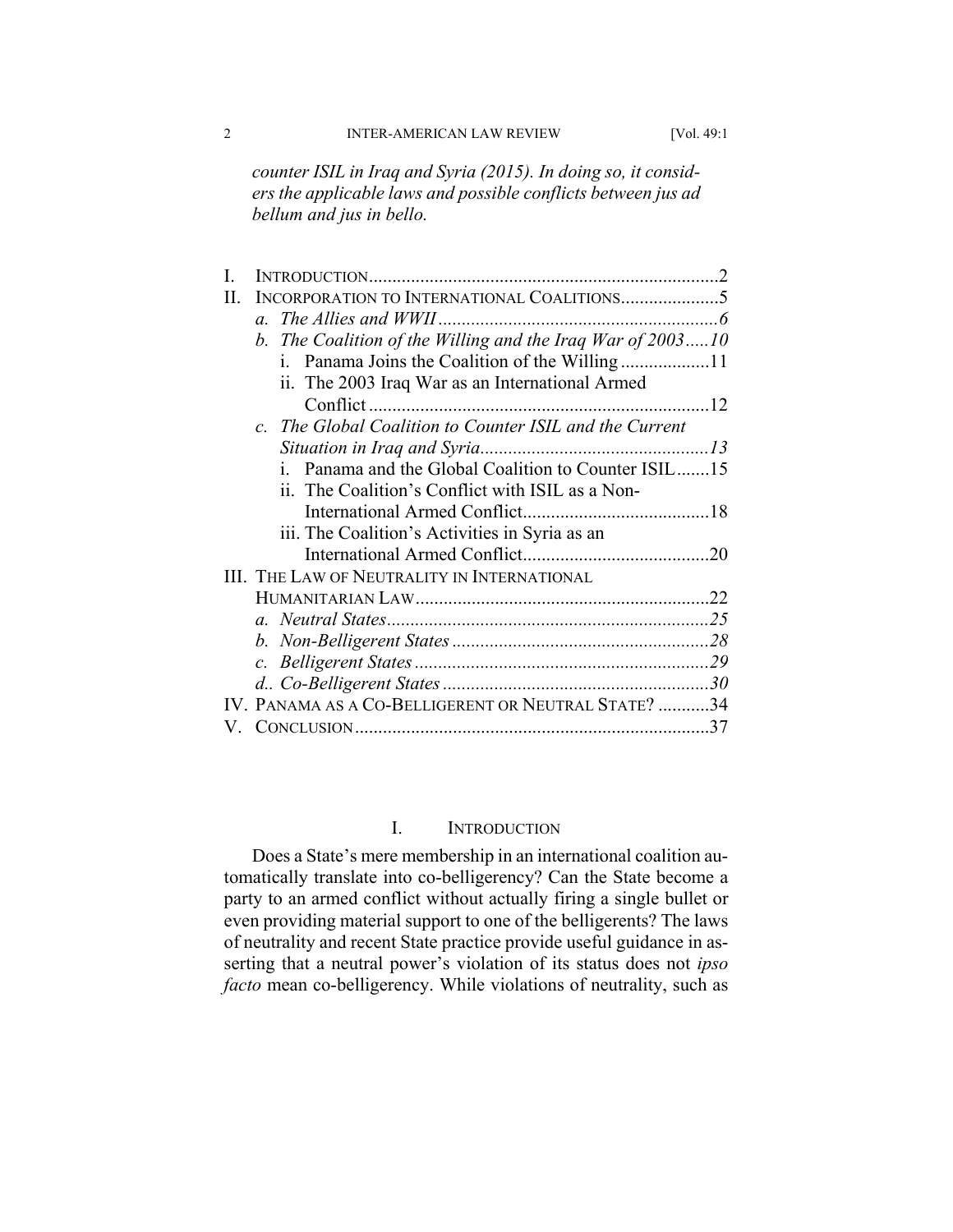*counter ISIL in Iraq and Syria (2015). In doing so, it considers the applicable laws and possible conflicts between jus ad bellum and jus in bello.*

- I. INTRODUCTION ... 2
- II. INCORPORATION TO INTERNATIONAL COALITIONS ... 5
  - *a. The Allies and WWII ... 6*
  - *b. The Coalition of the Willing and the Iraq War of 2003 ... 10*
    - i. Panama Joins the Coalition of the Willing ... 11
    - ii. The 2003 Iraq War as an International Armed Conflict ... 12
  - *c. The Global Coalition to Counter ISIL and the Current Situation in Iraq and Syria ... 13*
    - i. Panama and the Global Coalition to Counter ISIL ... 15
    - ii. The Coalition's Conflict with ISIL as a Non-International Armed Conflict ... 18
    - iii. The Coalition's Activities in Syria as an International Armed Conflict ... 20
- III. THE LAW OF NEUTRALITY IN INTERNATIONAL HUMANITARIAN LAW ... 22
  - *a. Neutral States ... 25*
  - *b. Non-Belligerent States ... 28*
  - *c. Belligerent States ... 29*
  - *d.. Co-Belligerent States ... 30*
- IV. PANAMA AS A CO-BELLIGERENT OR NEUTRAL STATE? ... 34
- V. CONCLUSION ... 37

# I. INTRODUCTION

Does a State's mere membership in an international coalition automatically translate into co-belligerency? Can the State become a party to an armed conflict without actually firing a single bullet or even providing material support to one of the belligerents? The laws of neutrality and recent State practice provide useful guidance in asserting that a neutral power's violation of its status does not *ipso facto* mean co-belligerency. While violations of neutrality, such as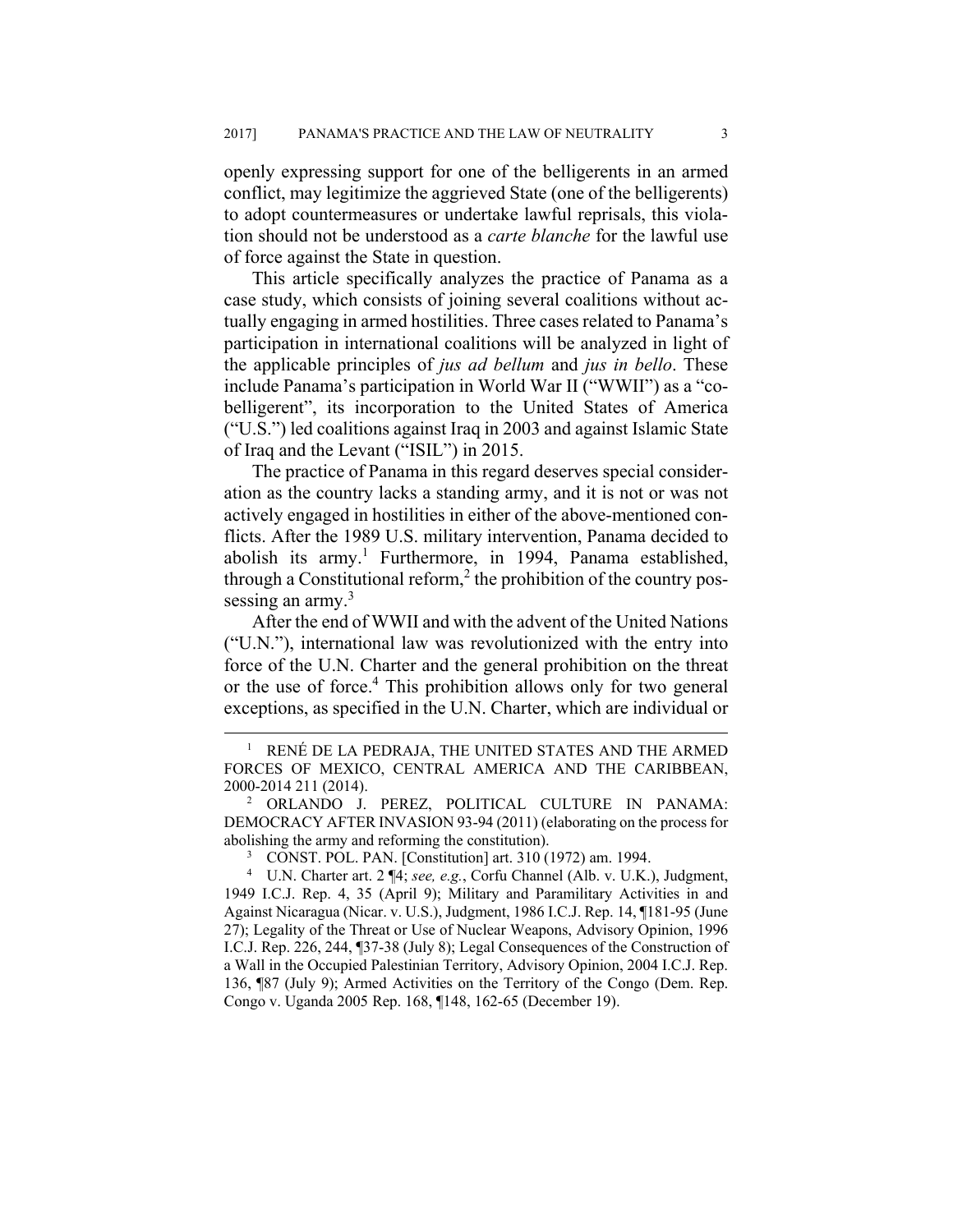openly expressing support for one of the belligerents in an armed conflict, may legitimize the aggrieved State (one of the belligerents) to adopt countermeasures or undertake lawful reprisals, this violation should not be understood as a *carte blanche* for the lawful use of force against the State in question.

This article specifically analyzes the practice of Panama as a case study, which consists of joining several coalitions without actually engaging in armed hostilities. Three cases related to Panama's participation in international coalitions will be analyzed in light of the applicable principles of *jus ad bellum* and *jus in bello*. These include Panama's participation in World War II ("WWII") as a "co-belligerent", its incorporation to the United States of America ("U.S.") led coalitions against Iraq in 2003 and against Islamic State of Iraq and the Levant ("ISIL") in 2015.

The practice of Panama in this regard deserves special consideration as the country lacks a standing army, and it is not or was not actively engaged in hostilities in either of the above-mentioned conflicts. After the 1989 U.S. military intervention, Panama decided to abolish its army.[1] Furthermore, in 1994, Panama established, through a Constitutional reform,[2] the prohibition of the country possessing an army.[3]

After the end of WWII and with the advent of the United Nations ("U.N."), international law was revolutionized with the entry into force of the U.N. Charter and the general prohibition on the threat or the use of force.[4] This prohibition allows only for two general exceptions, as specified in the U.N. Charter, which are individual or

---

[1] RENÉ DE LA PEDRAJA, THE UNITED STATES AND THE ARMED FORCES OF MEXICO, CENTRAL AMERICA AND THE CARIBBEAN, 2000-2014 211 (2014).

[2] ORLANDO J. PEREZ, POLITICAL CULTURE IN PANAMA: DEMOCRACY AFTER INVASION 93-94 (2011) (elaborating on the process for abolishing the army and reforming the constitution).

[3] CONST. POL. PAN. [Constitution] art. 310 (1972) am. 1994.

[4] U.N. Charter art. 2 ¶4; *see, e.g.*, Corfu Channel (Alb. v. U.K.), Judgment, 1949 I.C.J. Rep. 4, 35 (April 9); Military and Paramilitary Activities in and Against Nicaragua (Nicar. v. U.S.), Judgment, 1986 I.C.J. Rep. 14, ¶181-95 (June 27); Legality of the Threat or Use of Nuclear Weapons, Advisory Opinion, 1996 I.C.J. Rep. 226, 244, ¶37-38 (July 8); Legal Consequences of the Construction of a Wall in the Occupied Palestinian Territory, Advisory Opinion, 2004 I.C.J. Rep. 136, ¶87 (July 9); Armed Activities on the Territory of the Congo (Dem. Rep. Congo v. Uganda 2005 Rep. 168, ¶148, 162-65 (December 19).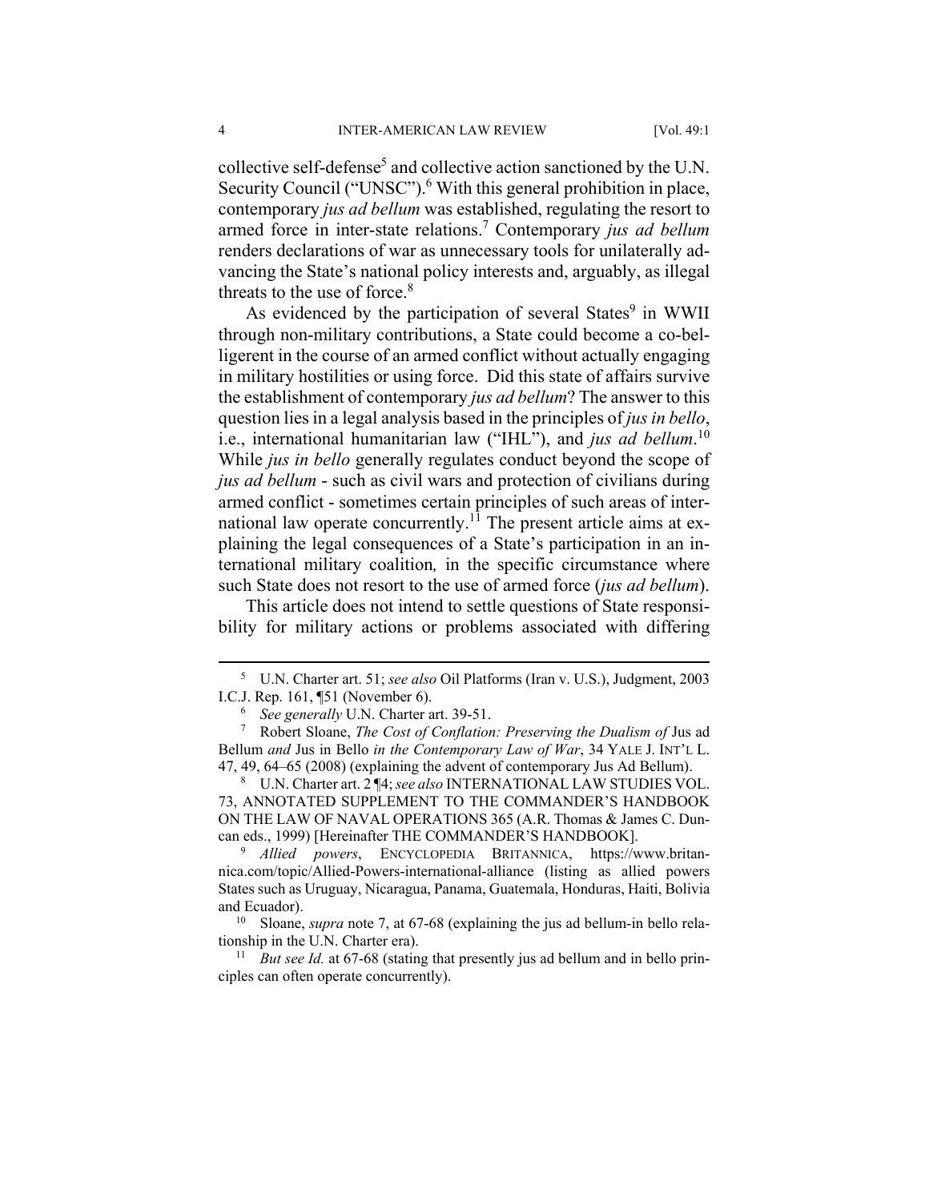collective self-defense[5] and collective action sanctioned by the U.N. Security Council ("UNSC").[6] With this general prohibition in place, contemporary *jus ad bellum* was established, regulating the resort to armed force in inter-state relations.[7] Contemporary *jus ad bellum* renders declarations of war as unnecessary tools for unilaterally advancing the State's national policy interests and, arguably, as illegal threats to the use of force.[8]

As evidenced by the participation of several States[9] in WWII through non-military contributions, a State could become a co-belligerent in the course of an armed conflict without actually engaging in military hostilities or using force. Did this state of affairs survive the establishment of contemporary *jus ad bellum*? The answer to this question lies in a legal analysis based in the principles of *jus in bello*, i.e., international humanitarian law ("IHL"), and *jus ad bellum*.[10] While *jus in bello* generally regulates conduct beyond the scope of *jus ad bellum* - such as civil wars and protection of civilians during armed conflict - sometimes certain principles of such areas of international law operate concurrently.[11] The present article aims at explaining the legal consequences of a State's participation in an international military coalition*,* in the specific circumstance where such State does not resort to the use of armed force (*jus ad bellum*).

This article does not intend to settle questions of State responsibility for military actions or problems associated with differing

---

[5] U.N. Charter art. 51; *see also* Oil Platforms (Iran v. U.S.), Judgment, 2003 I.C.J. Rep. 161, ¶51 (November 6).

[6] *See generally* U.N. Charter art. 39-51.

[7] Robert Sloane, *The Cost of Conflation: Preserving the Dualism of* Jus ad Bellum *and* Jus in Bello *in the Contemporary Law of War*, 34 YALE J. INT'L L. 47, 49, 64–65 (2008) (explaining the advent of contemporary Jus Ad Bellum).

[8] U.N. Charter art. 2 ¶4; *see also* INTERNATIONAL LAW STUDIES VOL. 73, ANNOTATED SUPPLEMENT TO THE COMMANDER'S HANDBOOK ON THE LAW OF NAVAL OPERATIONS 365 (A.R. Thomas & James C. Duncan eds., 1999) [Hereinafter THE COMMANDER'S HANDBOOK].

[9] *Allied powers*, ENCYCLOPEDIA BRITANNICA, https://www.britannica.com/topic/Allied-Powers-international-alliance (listing as allied powers States such as Uruguay, Nicaragua, Panama, Guatemala, Honduras, Haiti, Bolivia and Ecuador).

[10] Sloane, *supra* note 7, at 67-68 (explaining the jus ad bellum-in bello relationship in the U.N. Charter era).

[11] *But see Id.* at 67-68 (stating that presently jus ad bellum and in bello principles can often operate concurrently).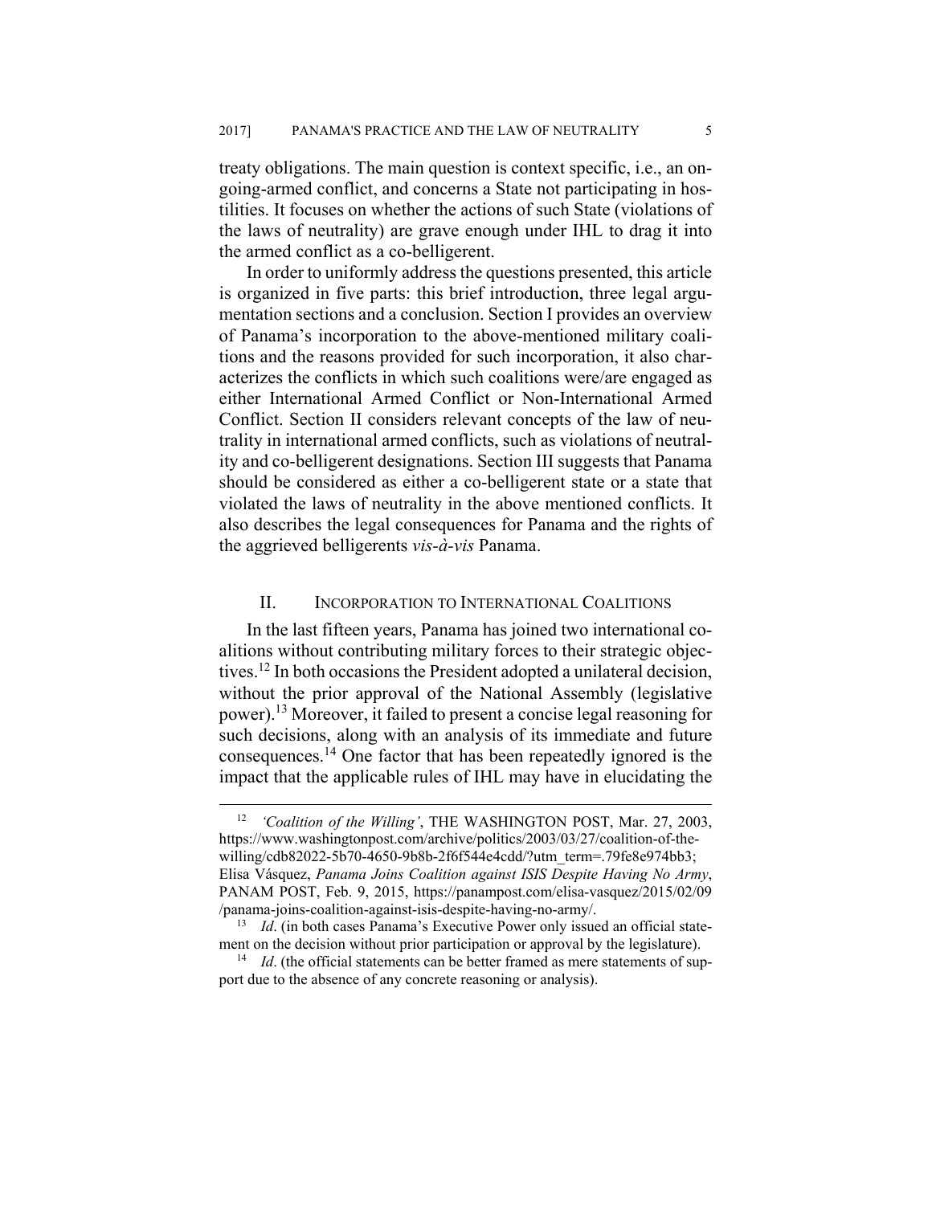treaty obligations. The main question is context specific, i.e., an on-going-armed conflict, and concerns a State not participating in hostilities. It focuses on whether the actions of such State (violations of the laws of neutrality) are grave enough under IHL to drag it into the armed conflict as a co-belligerent.

In order to uniformly address the questions presented, this article is organized in five parts: this brief introduction, three legal argumentation sections and a conclusion. Section I provides an overview of Panama's incorporation to the above-mentioned military coalitions and the reasons provided for such incorporation, it also characterizes the conflicts in which such coalitions were/are engaged as either International Armed Conflict or Non-International Armed Conflict. Section II considers relevant concepts of the law of neutrality in international armed conflicts, such as violations of neutrality and co-belligerent designations. Section III suggests that Panama should be considered as either a co-belligerent state or a state that violated the laws of neutrality in the above mentioned conflicts. It also describes the legal consequences for Panama and the rights of the aggrieved belligerents *vis-à-vis* Panama.

## II. INCORPORATION TO INTERNATIONAL COALITIONS

In the last fifteen years, Panama has joined two international coalitions without contributing military forces to their strategic objectives.[12] In both occasions the President adopted a unilateral decision, without the prior approval of the National Assembly (legislative power).[13] Moreover, it failed to present a concise legal reasoning for such decisions, along with an analysis of its immediate and future consequences.[14] One factor that has been repeatedly ignored is the impact that the applicable rules of IHL may have in elucidating the

---

[12] *'Coalition of the Willing'*, THE WASHINGTON POST, Mar. 27, 2003, https://www.washingtonpost.com/archive/politics/2003/03/27/coalition-of-the-willing/cdb82022-5b70-4650-9b8b-2f6f544e4cdd/?utm_term=.79fe8e974bb3; Elisa Vásquez, *Panama Joins Coalition against ISIS Despite Having No Army*, PANAM POST, Feb. 9, 2015, https://panampost.com/elisa-vasquez/2015/02/09/panama-joins-coalition-against-isis-despite-having-no-army/.

[13] *Id*. (in both cases Panama's Executive Power only issued an official statement on the decision without prior participation or approval by the legislature).

[14] *Id*. (the official statements can be better framed as mere statements of support due to the absence of any concrete reasoning or analysis).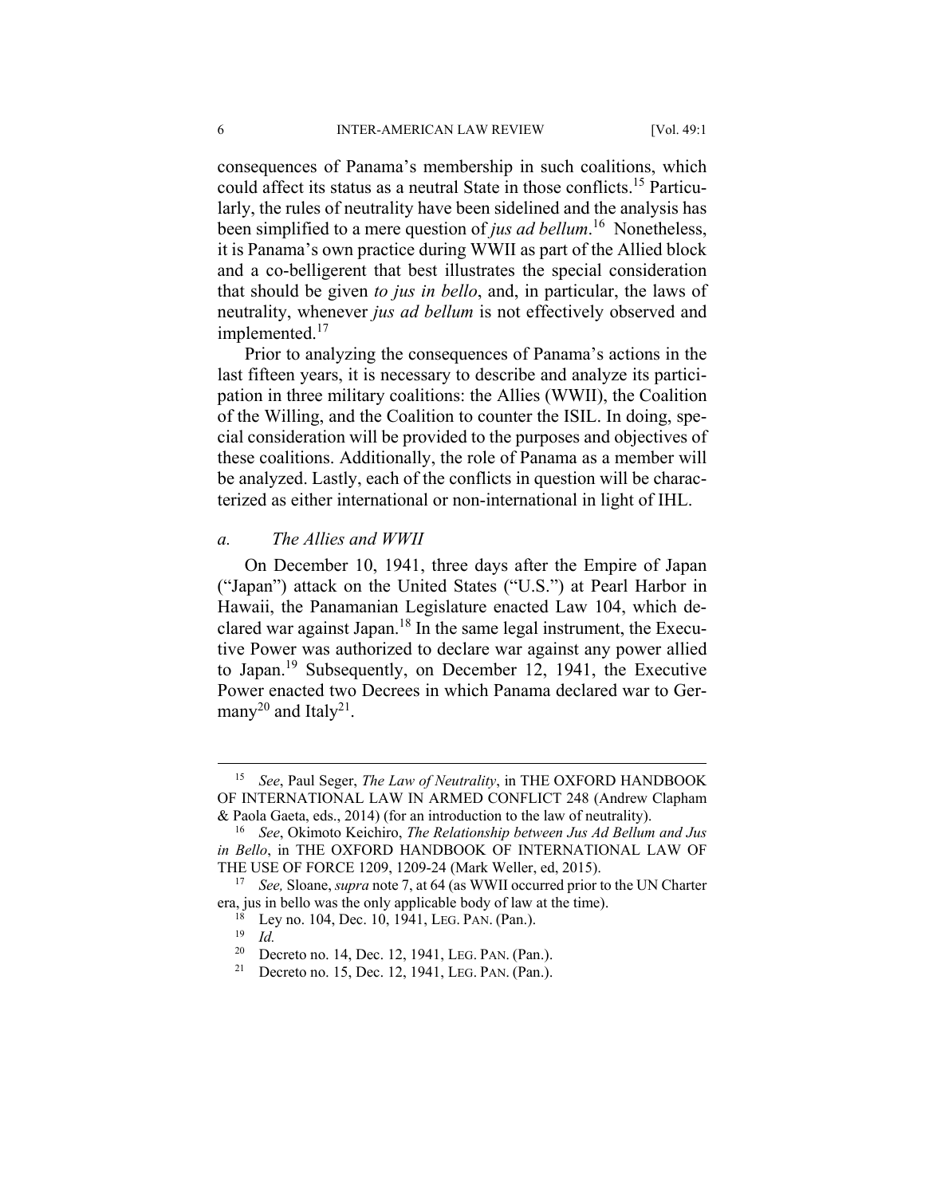consequences of Panama's membership in such coalitions, which could affect its status as a neutral State in those conflicts.[15] Particularly, the rules of neutrality have been sidelined and the analysis has been simplified to a mere question of *jus ad bellum*.[16] Nonetheless, it is Panama's own practice during WWII as part of the Allied block and a co-belligerent that best illustrates the special consideration that should be given *to jus in bello*, and, in particular, the laws of neutrality, whenever *jus ad bellum* is not effectively observed and implemented.[17]

Prior to analyzing the consequences of Panama's actions in the last fifteen years, it is necessary to describe and analyze its participation in three military coalitions: the Allies (WWII), the Coalition of the Willing, and the Coalition to counter the ISIL. In doing, special consideration will be provided to the purposes and objectives of these coalitions. Additionally, the role of Panama as a member will be analyzed. Lastly, each of the conflicts in question will be characterized as either international or non-international in light of IHL.

### *a. The Allies and WWII*

On December 10, 1941, three days after the Empire of Japan ("Japan") attack on the United States ("U.S.") at Pearl Harbor in Hawaii, the Panamanian Legislature enacted Law 104, which declared war against Japan.[18] In the same legal instrument, the Executive Power was authorized to declare war against any power allied to Japan.[19] Subsequently, on December 12, 1941, the Executive Power enacted two Decrees in which Panama declared war to Germany[20] and Italy[21].

---

[15] *See*, Paul Seger, *The Law of Neutrality*, in THE OXFORD HANDBOOK OF INTERNATIONAL LAW IN ARMED CONFLICT 248 (Andrew Clapham & Paola Gaeta, eds., 2014) (for an introduction to the law of neutrality).

[16] *See*, Okimoto Keichiro, *The Relationship between Jus Ad Bellum and Jus in Bello*, in THE OXFORD HANDBOOK OF INTERNATIONAL LAW OF THE USE OF FORCE 1209, 1209-24 (Mark Weller, ed, 2015).

[17] *See,* Sloane, *supra* note 7, at 64 (as WWII occurred prior to the UN Charter era, jus in bello was the only applicable body of law at the time).

[18] Ley no. 104, Dec. 10, 1941, LEG. PAN. (Pan.).

[19] *Id.*

[20] Decreto no. 14, Dec. 12, 1941, LEG. PAN. (Pan.).

[21] Decreto no. 15, Dec. 12, 1941, LEG. PAN. (Pan.).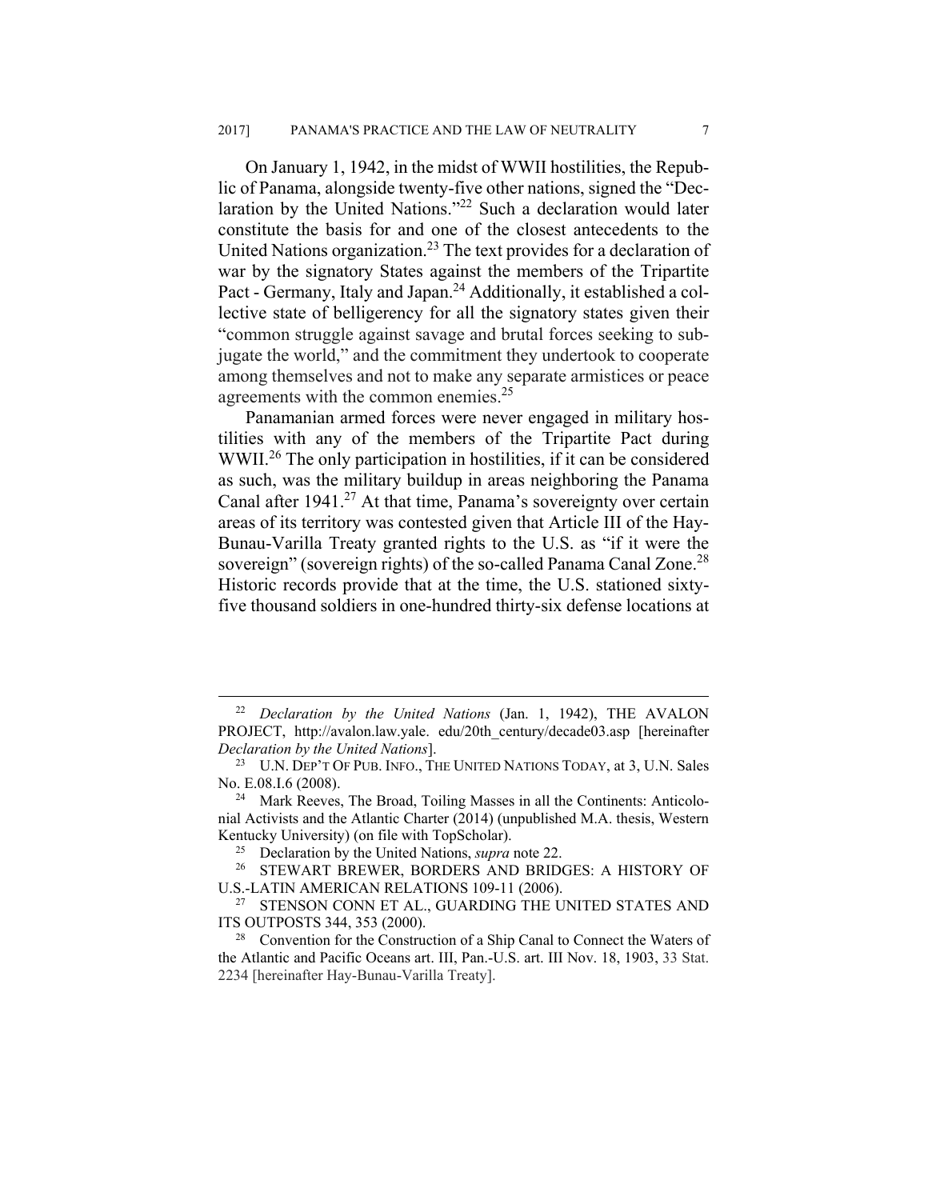On January 1, 1942, in the midst of WWII hostilities, the Republic of Panama, alongside twenty-five other nations, signed the "Declaration by the United Nations."[22] Such a declaration would later constitute the basis for and one of the closest antecedents to the United Nations organization.[23] The text provides for a declaration of war by the signatory States against the members of the Tripartite Pact - Germany, Italy and Japan.[24] Additionally, it established a collective state of belligerency for all the signatory states given their "common struggle against savage and brutal forces seeking to subjugate the world," and the commitment they undertook to cooperate among themselves and not to make any separate armistices or peace agreements with the common enemies.[25]

Panamanian armed forces were never engaged in military hostilities with any of the members of the Tripartite Pact during WWII.[26] The only participation in hostilities, if it can be considered as such, was the military buildup in areas neighboring the Panama Canal after 1941.[27] At that time, Panama's sovereignty over certain areas of its territory was contested given that Article III of the Hay-Bunau-Varilla Treaty granted rights to the U.S. as "if it were the sovereign" (sovereign rights) of the so-called Panama Canal Zone.[28] Historic records provide that at the time, the U.S. stationed sixty-five thousand soldiers in one-hundred thirty-six defense locations at

---

[22] *Declaration by the United Nations* (Jan. 1, 1942), THE AVALON PROJECT, http://avalon.law.yale. edu/20th_century/decade03.asp [hereinafter *Declaration by the United Nations*].

[23] U.N. DEP'T OF PUB. INFO., THE UNITED NATIONS TODAY, at 3, U.N. Sales No. E.08.I.6 (2008).

[24] Mark Reeves, The Broad, Toiling Masses in all the Continents: Anticolonial Activists and the Atlantic Charter (2014) (unpublished M.A. thesis, Western Kentucky University) (on file with TopScholar).

[25] Declaration by the United Nations, *supra* note 22.

[26] STEWART BREWER, BORDERS AND BRIDGES: A HISTORY OF U.S.-LATIN AMERICAN RELATIONS 109-11 (2006).

[27] STENSON CONN ET AL., GUARDING THE UNITED STATES AND ITS OUTPOSTS 344, 353 (2000).

[28] Convention for the Construction of a Ship Canal to Connect the Waters of the Atlantic and Pacific Oceans art. III, Pan.-U.S. art. III Nov. 18, 1903, 33 Stat. 2234 [hereinafter Hay-Bunau-Varilla Treaty].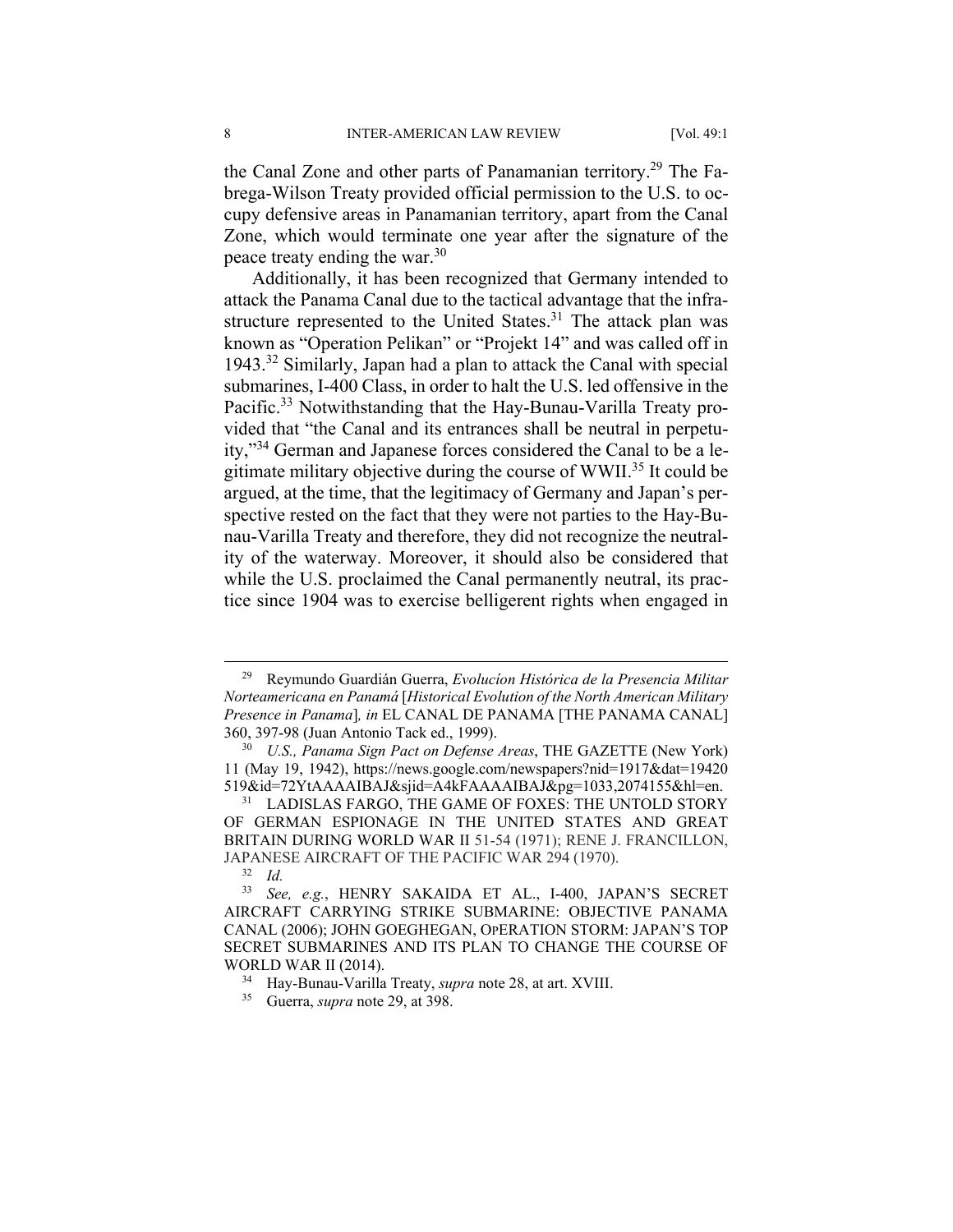the Canal Zone and other parts of Panamanian territory.[29] The Fabrega-Wilson Treaty provided official permission to the U.S. to occupy defensive areas in Panamanian territory, apart from the Canal Zone, which would terminate one year after the signature of the peace treaty ending the war.[30]

Additionally, it has been recognized that Germany intended to attack the Panama Canal due to the tactical advantage that the infrastructure represented to the United States.[31] The attack plan was known as "Operation Pelikan" or "Projekt 14" and was called off in 1943.[32] Similarly, Japan had a plan to attack the Canal with special submarines, I-400 Class, in order to halt the U.S. led offensive in the Pacific.[33] Notwithstanding that the Hay-Bunau-Varilla Treaty provided that "the Canal and its entrances shall be neutral in perpetuity,"[34] German and Japanese forces considered the Canal to be a legitimate military objective during the course of WWII.[35] It could be argued, at the time, that the legitimacy of Germany and Japan's perspective rested on the fact that they were not parties to the Hay-Bunau-Varilla Treaty and therefore, they did not recognize the neutrality of the waterway. Moreover, it should also be considered that while the U.S. proclaimed the Canal permanently neutral, its practice since 1904 was to exercise belligerent rights when engaged in

---

[29] Reymundo Guardián Guerra, *Evolucíon Histórica de la Presencia Militar Norteamericana en Panamá* [*Historical Evolution of the North American Military Presence in Panama*]*, in* EL CANAL DE PANAMA [THE PANAMA CANAL] 360, 397-98 (Juan Antonio Tack ed., 1999).

[30] *U.S., Panama Sign Pact on Defense Areas*, THE GAZETTE (New York) 11 (May 19, 1942), https://news.google.com/newspapers?nid=1917&dat=19420519&id=72YtAAAAIBAJ&sjid=A4kFAAAAIBAJ&pg=1033,2074155&hl=en.

[31] LADISLAS FARGO, THE GAME OF FOXES: THE UNTOLD STORY OF GERMAN ESPIONAGE IN THE UNITED STATES AND GREAT BRITAIN DURING WORLD WAR II 51-54 (1971); RENE J. FRANCILLON, JAPANESE AIRCRAFT OF THE PACIFIC WAR 294 (1970).

[32] *Id.*

[33] *See, e.g.*, HENRY SAKAIDA ET AL., I-400, JAPAN'S SECRET AIRCRAFT CARRYING STRIKE SUBMARINE: OBJECTIVE PANAMA CANAL (2006); JOHN GOEGHEGAN, OPERATION STORM: JAPAN'S TOP SECRET SUBMARINES AND ITS PLAN TO CHANGE THE COURSE OF WORLD WAR II (2014).

[34] Hay-Bunau-Varilla Treaty, *supra* note 28, at art. XVIII.

[35] Guerra, *supra* note 29, at 398.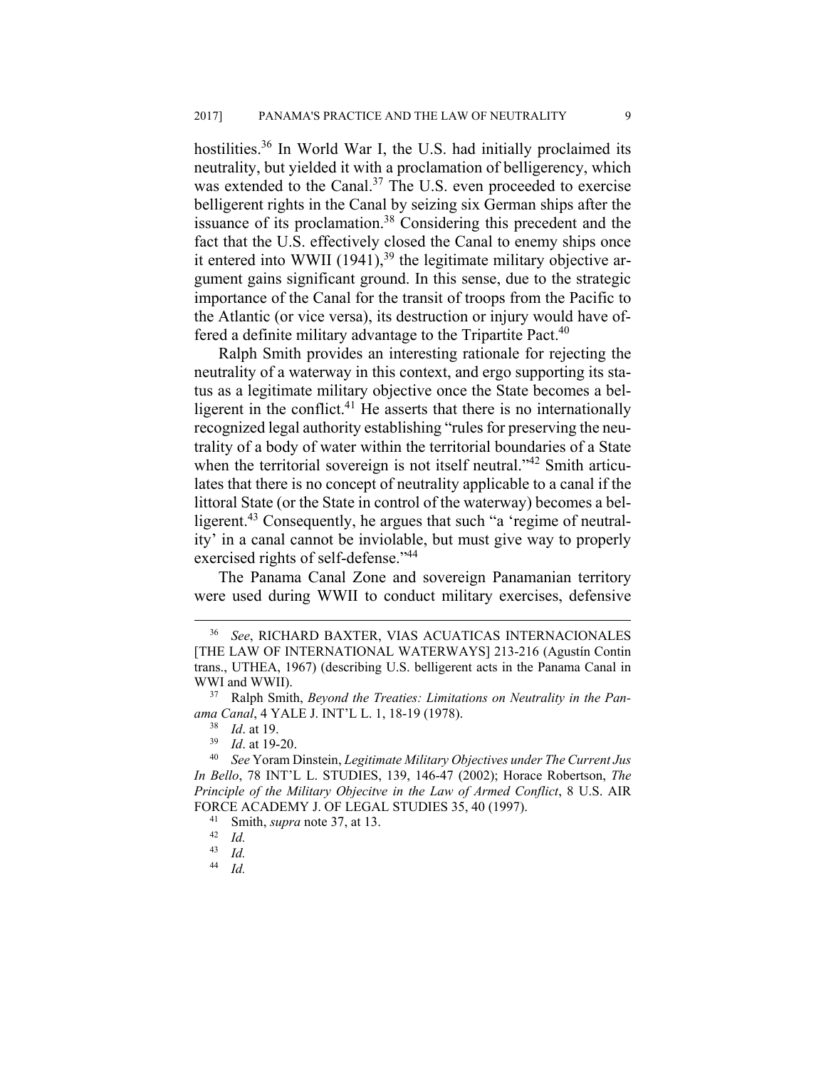hostilities.[36] In World War I, the U.S. had initially proclaimed its neutrality, but yielded it with a proclamation of belligerency, which was extended to the Canal.[37] The U.S. even proceeded to exercise belligerent rights in the Canal by seizing six German ships after the issuance of its proclamation.[38] Considering this precedent and the fact that the U.S. effectively closed the Canal to enemy ships once it entered into WWII (1941),[39] the legitimate military objective argument gains significant ground. In this sense, due to the strategic importance of the Canal for the transit of troops from the Pacific to the Atlantic (or vice versa), its destruction or injury would have offered a definite military advantage to the Tripartite Pact.[40]

Ralph Smith provides an interesting rationale for rejecting the neutrality of a waterway in this context, and ergo supporting its status as a legitimate military objective once the State becomes a belligerent in the conflict.[41] He asserts that there is no internationally recognized legal authority establishing "rules for preserving the neutrality of a body of water within the territorial boundaries of a State when the territorial sovereign is not itself neutral."[42] Smith articulates that there is no concept of neutrality applicable to a canal if the littoral State (or the State in control of the waterway) becomes a belligerent.[43] Consequently, he argues that such "a 'regime of neutrality' in a canal cannot be inviolable, but must give way to properly exercised rights of self-defense."[44]

The Panama Canal Zone and sovereign Panamanian territory were used during WWII to conduct military exercises, defensive

---

[36] *See*, RICHARD BAXTER, VIAS ACUATICAS INTERNACIONALES [THE LAW OF INTERNATIONAL WATERWAYS] 213-216 (Agustín Contin trans., UTHEA, 1967) (describing U.S. belligerent acts in the Panama Canal in WWI and WWII).

[37] Ralph Smith, *Beyond the Treaties: Limitations on Neutrality in the Panama Canal*, 4 YALE J. INT'L L. 1, 18-19 (1978).

[38] *Id*. at 19.

[39] *Id*. at 19-20.

[40] *See* Yoram Dinstein, *Legitimate Military Objectives under The Current Jus In Bello*, 78 INT'L L. STUDIES, 139, 146-47 (2002); Horace Robertson, *The Principle of the Military Objecitve in the Law of Armed Conflict*, 8 U.S. AIR FORCE ACADEMY J. OF LEGAL STUDIES 35, 40 (1997).

[41] Smith, *supra* note 37, at 13.

[42] *Id.*

[43] *Id.*

[44] *Id.*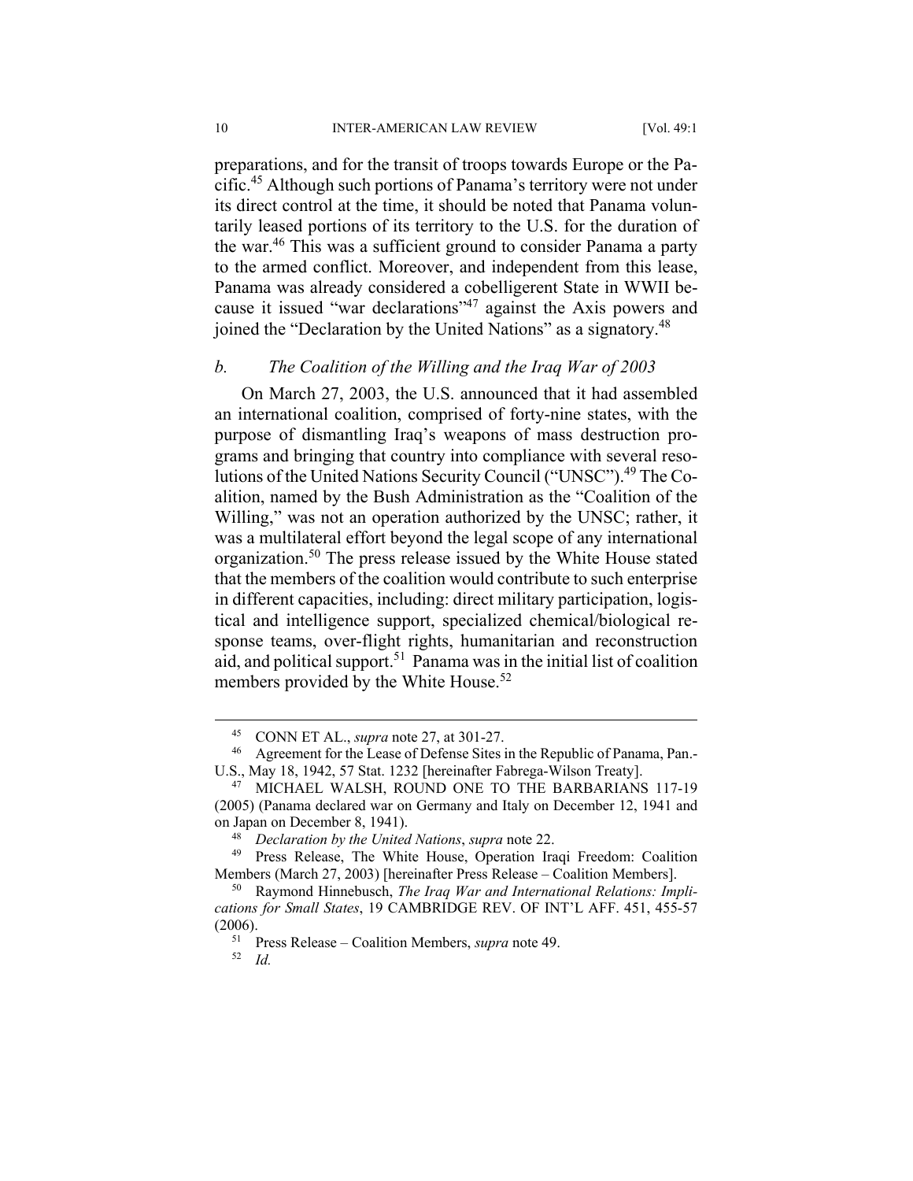preparations, and for the transit of troops towards Europe or the Pacific.[45] Although such portions of Panama's territory were not under its direct control at the time, it should be noted that Panama voluntarily leased portions of its territory to the U.S. for the duration of the war.[46] This was a sufficient ground to consider Panama a party to the armed conflict. Moreover, and independent from this lease, Panama was already considered a cobelligerent State in WWII because it issued "war declarations"[47] against the Axis powers and joined the "Declaration by the United Nations" as a signatory.[48]

### *b. The Coalition of the Willing and the Iraq War of 2003*

On March 27, 2003, the U.S. announced that it had assembled an international coalition, comprised of forty-nine states, with the purpose of dismantling Iraq's weapons of mass destruction programs and bringing that country into compliance with several resolutions of the United Nations Security Council ("UNSC").[49] The Coalition, named by the Bush Administration as the "Coalition of the Willing," was not an operation authorized by the UNSC; rather, it was a multilateral effort beyond the legal scope of any international organization.[50] The press release issued by the White House stated that the members of the coalition would contribute to such enterprise in different capacities, including: direct military participation, logistical and intelligence support, specialized chemical/biological response teams, over-flight rights, humanitarian and reconstruction aid, and political support.[51] Panama was in the initial list of coalition members provided by the White House.[52]

---

[45] CONN ET AL., *supra* note 27, at 301-27.

[46] Agreement for the Lease of Defense Sites in the Republic of Panama, Pan.-U.S., May 18, 1942, 57 Stat. 1232 [hereinafter Fabrega-Wilson Treaty].

[47] MICHAEL WALSH, ROUND ONE TO THE BARBARIANS 117-19 (2005) (Panama declared war on Germany and Italy on December 12, 1941 and on Japan on December 8, 1941).

[48] *Declaration by the United Nations*, *supra* note 22.

[49] Press Release, The White House, Operation Iraqi Freedom: Coalition Members (March 27, 2003) [hereinafter Press Release – Coalition Members].

[50] Raymond Hinnebusch, *The Iraq War and International Relations: Implications for Small States*, 19 CAMBRIDGE REV. OF INT'L AFF. 451, 455-57 (2006).

[51] Press Release – Coalition Members, *supra* note 49.

[52] *Id.*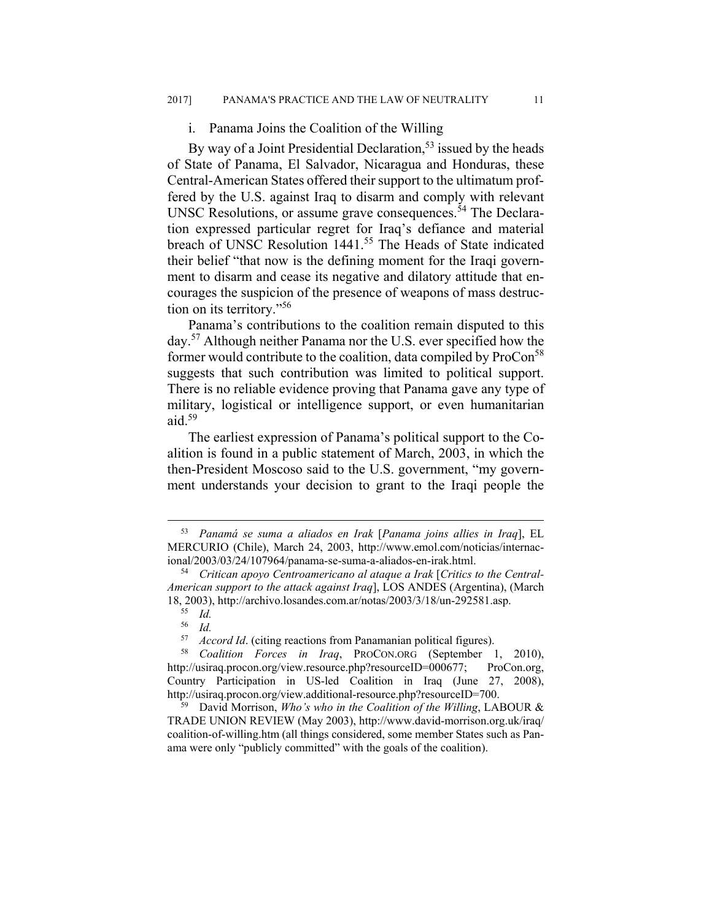### i. Panama Joins the Coalition of the Willing

By way of a Joint Presidential Declaration,[53] issued by the heads of State of Panama, El Salvador, Nicaragua and Honduras, these Central-American States offered their support to the ultimatum proffered by the U.S. against Iraq to disarm and comply with relevant UNSC Resolutions, or assume grave consequences.[54] The Declaration expressed particular regret for Iraq's defiance and material breach of UNSC Resolution 1441.[55] The Heads of State indicated their belief "that now is the defining moment for the Iraqi government to disarm and cease its negative and dilatory attitude that encourages the suspicion of the presence of weapons of mass destruction on its territory."[56]

Panama's contributions to the coalition remain disputed to this day.[57] Although neither Panama nor the U.S. ever specified how the former would contribute to the coalition, data compiled by ProCon[58] suggests that such contribution was limited to political support. There is no reliable evidence proving that Panama gave any type of military, logistical or intelligence support, or even humanitarian aid.[59]

The earliest expression of Panama's political support to the Coalition is found in a public statement of March, 2003, in which the then-President Moscoso said to the U.S. government, "my government understands your decision to grant to the Iraqi people the

---

[53] *Panamá se suma a aliados en Irak* [*Panama joins allies in Iraq*], EL MERCURIO (Chile), March 24, 2003, http://www.emol.com/noticias/internacional/2003/03/24/107964/panama-se-suma-a-aliados-en-irak.html.

[54] *Critican apoyo Centroamericano al ataque a Irak* [*Critics to the Central-American support to the attack against Iraq*], LOS ANDES (Argentina), (March 18, 2003), http://archivo.losandes.com.ar/notas/2003/3/18/un-292581.asp.

[55] *Id.*

[56] *Id.*

[57] *Accord Id*. (citing reactions from Panamanian political figures).

[58] *Coalition Forces in Iraq*, PROCON.ORG (September 1, 2010), http://usiraq.procon.org/view.resource.php?resourceID=000677; ProCon.org, Country Participation in US-led Coalition in Iraq (June 27, 2008), http://usiraq.procon.org/view.additional-resource.php?resourceID=700.

[59] David Morrison, *Who's who in the Coalition of the Willing*, LABOUR & TRADE UNION REVIEW (May 2003), http://www.david-morrison.org.uk/iraq/coalition-of-willing.htm (all things considered, some member States such as Panama were only "publicly committed" with the goals of the coalition).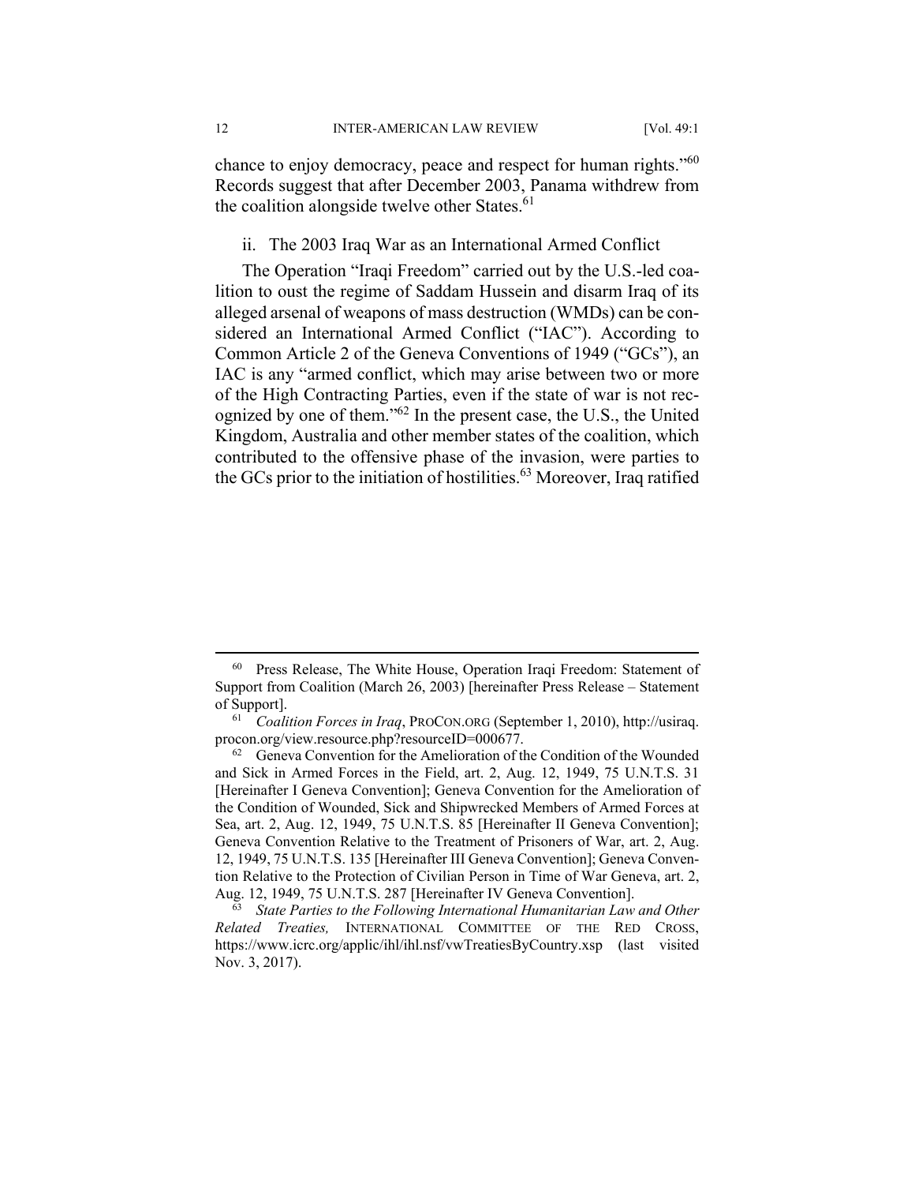chance to enjoy democracy, peace and respect for human rights."[60] Records suggest that after December 2003, Panama withdrew from the coalition alongside twelve other States.[61]

### ii. The 2003 Iraq War as an International Armed Conflict

The Operation "Iraqi Freedom" carried out by the U.S.-led coalition to oust the regime of Saddam Hussein and disarm Iraq of its alleged arsenal of weapons of mass destruction (WMDs) can be considered an International Armed Conflict ("IAC"). According to Common Article 2 of the Geneva Conventions of 1949 ("GCs"), an IAC is any "armed conflict, which may arise between two or more of the High Contracting Parties, even if the state of war is not recognized by one of them."[62] In the present case, the U.S., the United Kingdom, Australia and other member states of the coalition, which contributed to the offensive phase of the invasion, were parties to the GCs prior to the initiation of hostilities.[63] Moreover, Iraq ratified

---

[60] Press Release, The White House, Operation Iraqi Freedom: Statement of Support from Coalition (March 26, 2003) [hereinafter Press Release – Statement of Support].

[61] *Coalition Forces in Iraq*, PROCON.ORG (September 1, 2010), http://usiraq.procon.org/view.resource.php?resourceID=000677.

[62] Geneva Convention for the Amelioration of the Condition of the Wounded and Sick in Armed Forces in the Field, art. 2, Aug. 12, 1949, 75 U.N.T.S. 31 [Hereinafter I Geneva Convention]; Geneva Convention for the Amelioration of the Condition of Wounded, Sick and Shipwrecked Members of Armed Forces at Sea, art. 2, Aug. 12, 1949, 75 U.N.T.S. 85 [Hereinafter II Geneva Convention]; Geneva Convention Relative to the Treatment of Prisoners of War, art. 2, Aug. 12, 1949, 75 U.N.T.S. 135 [Hereinafter III Geneva Convention]; Geneva Convention Relative to the Protection of Civilian Person in Time of War Geneva, art. 2, Aug. 12, 1949, 75 U.N.T.S. 287 [Hereinafter IV Geneva Convention].

[63] *State Parties to the Following International Humanitarian Law and Other Related Treaties,* INTERNATIONAL COMMITTEE OF THE RED CROSS, https://www.icrc.org/applic/ihl/ihl.nsf/vwTreatiesByCountry.xsp (last visited Nov. 3, 2017).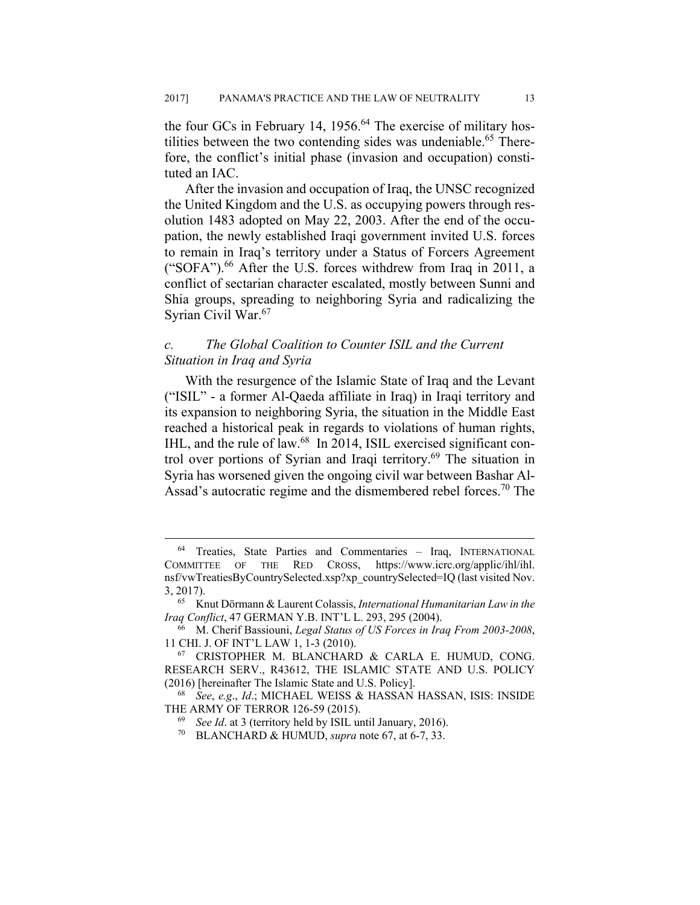the four GCs in February 14, 1956.[64] The exercise of military hostilities between the two contending sides was undeniable.[65] Therefore, the conflict's initial phase (invasion and occupation) constituted an IAC.

After the invasion and occupation of Iraq, the UNSC recognized the United Kingdom and the U.S. as occupying powers through resolution 1483 adopted on May 22, 2003. After the end of the occupation, the newly established Iraqi government invited U.S. forces to remain in Iraq's territory under a Status of Forcers Agreement ("SOFA").[66] After the U.S. forces withdrew from Iraq in 2011, a conflict of sectarian character escalated, mostly between Sunni and Shia groups, spreading to neighboring Syria and radicalizing the Syrian Civil War.[67]

### *c. The Global Coalition to Counter ISIL and the Current Situation in Iraq and Syria*

With the resurgence of the Islamic State of Iraq and the Levant ("ISIL" - a former Al-Qaeda affiliate in Iraq) in Iraqi territory and its expansion to neighboring Syria, the situation in the Middle East reached a historical peak in regards to violations of human rights, IHL, and the rule of law.[68] In 2014, ISIL exercised significant control over portions of Syrian and Iraqi territory.[69] The situation in Syria has worsened given the ongoing civil war between Bashar Al-Assad's autocratic regime and the dismembered rebel forces.[70] The

---

[64] Treaties, State Parties and Commentaries – Iraq, INTERNATIONAL COMMITTEE OF THE RED CROSS, https://www.icrc.org/applic/ihl/ihl.nsf/vwTreatiesByCountrySelected.xsp?xp_countrySelected=IQ (last visited Nov. 3, 2017).

[65] Knut Dörmann & Laurent Colassis, *International Humanitarian Law in the Iraq Conflict*, 47 GERMAN Y.B. INT'L L. 293, 295 (2004).

[66] M. Cherif Bassiouni, *Legal Status of US Forces in Iraq From 2003-2008*, 11 CHI. J. OF INT'L LAW 1, 1-3 (2010).

[67] CRISTOPHER M. BLANCHARD & CARLA E. HUMUD, CONG. RESEARCH SERV., R43612, THE ISLAMIC STATE AND U.S. POLICY (2016) [hereinafter The Islamic State and U.S. Policy].

[68] *See*, *e.g*., *Id*.; MICHAEL WEISS & HASSAN HASSAN, ISIS: INSIDE THE ARMY OF TERROR 126-59 (2015).

[69] *See Id*. at 3 (territory held by ISIL until January, 2016).

[70] BLANCHARD & HUMUD, *supra* note 67, at 6-7, 33.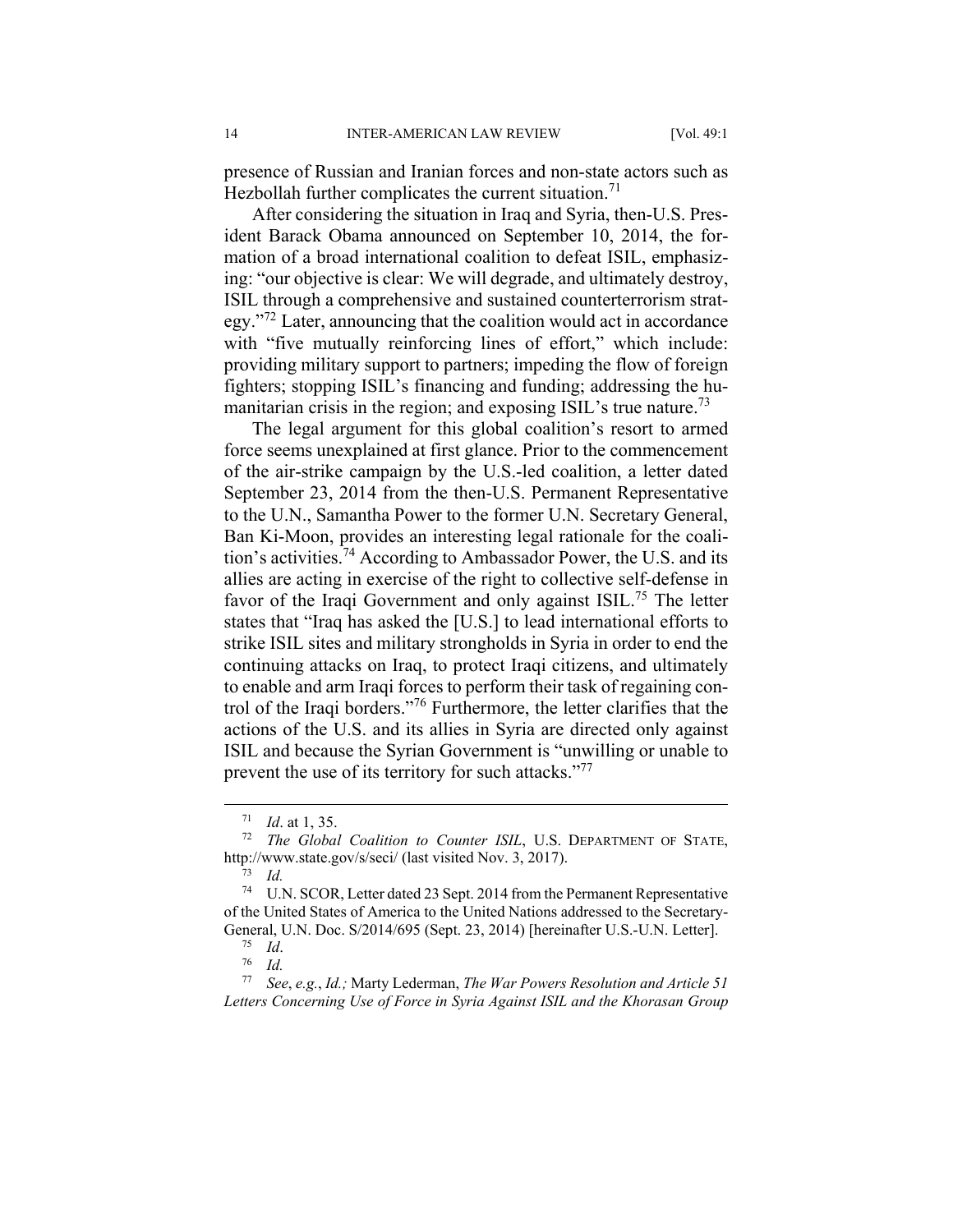presence of Russian and Iranian forces and non-state actors such as Hezbollah further complicates the current situation.[71]

After considering the situation in Iraq and Syria, then-U.S. President Barack Obama announced on September 10, 2014, the formation of a broad international coalition to defeat ISIL, emphasizing: "our objective is clear: We will degrade, and ultimately destroy, ISIL through a comprehensive and sustained counterterrorism strategy."[72] Later, announcing that the coalition would act in accordance with "five mutually reinforcing lines of effort," which include: providing military support to partners; impeding the flow of foreign fighters; stopping ISIL's financing and funding; addressing the humanitarian crisis in the region; and exposing ISIL's true nature.[73]

The legal argument for this global coalition's resort to armed force seems unexplained at first glance. Prior to the commencement of the air-strike campaign by the U.S.-led coalition, a letter dated September 23, 2014 from the then-U.S. Permanent Representative to the U.N., Samantha Power to the former U.N. Secretary General, Ban Ki-Moon, provides an interesting legal rationale for the coalition's activities.[74] According to Ambassador Power, the U.S. and its allies are acting in exercise of the right to collective self-defense in favor of the Iraqi Government and only against ISIL.[75] The letter states that "Iraq has asked the [U.S.] to lead international efforts to strike ISIL sites and military strongholds in Syria in order to end the continuing attacks on Iraq, to protect Iraqi citizens, and ultimately to enable and arm Iraqi forces to perform their task of regaining control of the Iraqi borders."[76] Furthermore, the letter clarifies that the actions of the U.S. and its allies in Syria are directed only against ISIL and because the Syrian Government is "unwilling or unable to prevent the use of its territory for such attacks."[77]

---

[71] *Id*. at 1, 35.

[72] *The Global Coalition to Counter ISIL*, U.S. DEPARTMENT OF STATE, http://www.state.gov/s/seci/ (last visited Nov. 3, 2017).

[73] *Id.*

[74] U.N. SCOR, Letter dated 23 Sept. 2014 from the Permanent Representative of the United States of America to the United Nations addressed to the Secretary-General, U.N. Doc. S/2014/695 (Sept. 23, 2014) [hereinafter U.S.-U.N. Letter].

[75] *Id*.

[76] *Id.*

[77] *See*, *e.g.*, *Id.;* Marty Lederman, *The War Powers Resolution and Article 51 Letters Concerning Use of Force in Syria Against ISIL and the Khorasan Group*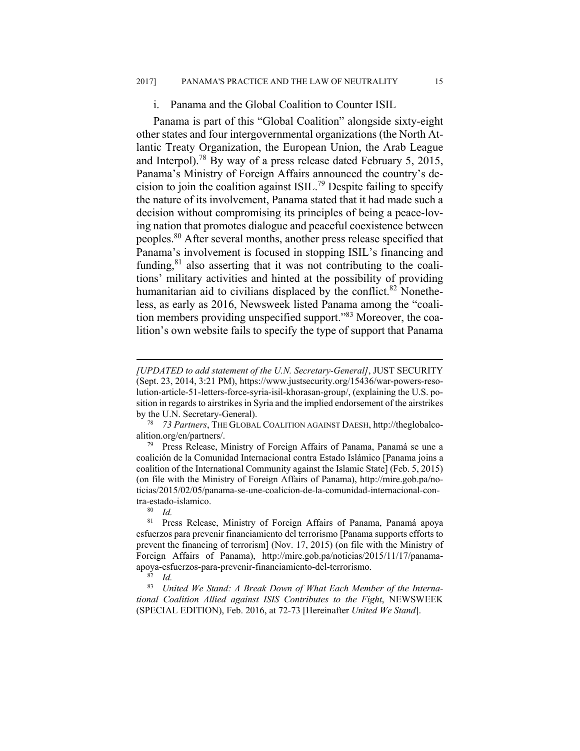#### i. Panama and the Global Coalition to Counter ISIL

Panama is part of this "Global Coalition" alongside sixty-eight other states and four intergovernmental organizations (the North Atlantic Treaty Organization, the European Union, the Arab League and Interpol).[78] By way of a press release dated February 5, 2015, Panama's Ministry of Foreign Affairs announced the country's decision to join the coalition against ISIL.[79] Despite failing to specify the nature of its involvement, Panama stated that it had made such a decision without compromising its principles of being a peace-loving nation that promotes dialogue and peaceful coexistence between peoples.[80] After several months, another press release specified that Panama's involvement is focused in stopping ISIL's financing and funding,[81] also asserting that it was not contributing to the coalitions' military activities and hinted at the possibility of providing humanitarian aid to civilians displaced by the conflict.[82] Nonetheless, as early as 2016, Newsweek listed Panama among the "coalition members providing unspecified support."[83] Moreover, the coalition's own website fails to specify the type of support that Panama

---

*[UPDATED to add statement of the U.N. Secretary-General]*, JUST SECURITY (Sept. 23, 2014, 3:21 PM), https://www.justsecurity.org/15436/war-powers-resolution-article-51-letters-force-syria-isil-khorasan-group/, (explaining the U.S. position in regards to airstrikes in Syria and the implied endorsement of the airstrikes by the U.N. Secretary-General).

[78] *73 Partners*, THE GLOBAL COALITION AGAINST DAESH, http://theglobalcoalition.org/en/partners/.

[79] Press Release, Ministry of Foreign Affairs of Panama, Panamá se une a coalición de la Comunidad Internacional contra Estado Islámico [Panama joins a coalition of the International Community against the Islamic State] (Feb. 5, 2015) (on file with the Ministry of Foreign Affairs of Panama), http://mire.gob.pa/noticias/2015/02/05/panama-se-une-coalicion-de-la-comunidad-internacional-contra-estado-islamico.

[80] *Id.*

[81] Press Release, Ministry of Foreign Affairs of Panama, Panamá apoya esfuerzos para prevenir financiamiento del terrorismo [Panama supports efforts to prevent the financing of terrorism] (Nov. 17, 2015) (on file with the Ministry of Foreign Affairs of Panama), http://mire.gob.pa/noticias/2015/11/17/panama-apoya-esfuerzos-para-prevenir-financiamiento-del-terrorismo.

[82] *Id.*

[83] *United We Stand: A Break Down of What Each Member of the International Coalition Allied against ISIS Contributes to the Fight*, NEWSWEEK (SPECIAL EDITION), Feb. 2016, at 72-73 [Hereinafter *United We Stand*].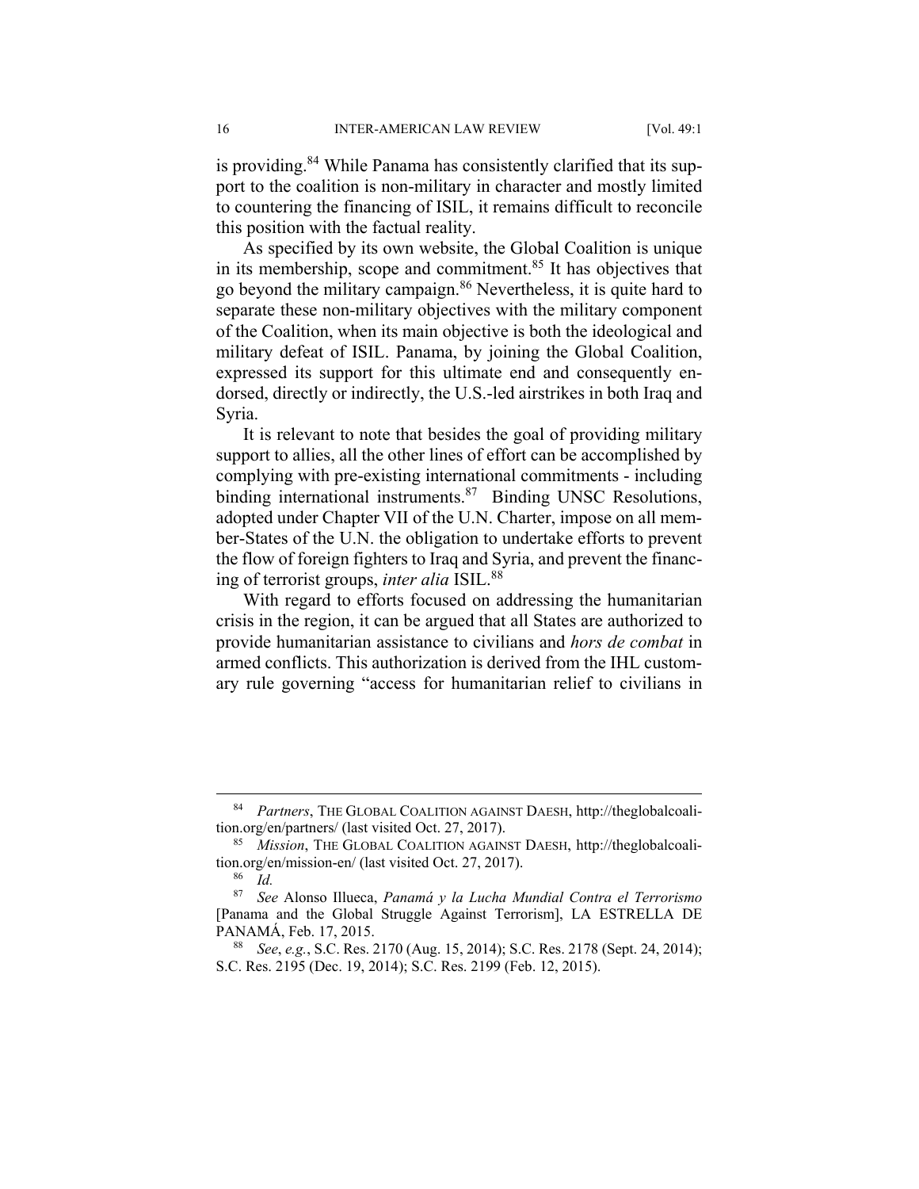is providing.[84] While Panama has consistently clarified that its support to the coalition is non-military in character and mostly limited to countering the financing of ISIL, it remains difficult to reconcile this position with the factual reality.

As specified by its own website, the Global Coalition is unique in its membership, scope and commitment.[85] It has objectives that go beyond the military campaign.[86] Nevertheless, it is quite hard to separate these non-military objectives with the military component of the Coalition, when its main objective is both the ideological and military defeat of ISIL. Panama, by joining the Global Coalition, expressed its support for this ultimate end and consequently endorsed, directly or indirectly, the U.S.-led airstrikes in both Iraq and Syria.

It is relevant to note that besides the goal of providing military support to allies, all the other lines of effort can be accomplished by complying with pre-existing international commitments - including binding international instruments.[87] Binding UNSC Resolutions, adopted under Chapter VII of the U.N. Charter, impose on all member-States of the U.N. the obligation to undertake efforts to prevent the flow of foreign fighters to Iraq and Syria, and prevent the financing of terrorist groups, *inter alia* ISIL.[88]

With regard to efforts focused on addressing the humanitarian crisis in the region, it can be argued that all States are authorized to provide humanitarian assistance to civilians and *hors de combat* in armed conflicts. This authorization is derived from the IHL customary rule governing "access for humanitarian relief to civilians in

---

[84] *Partners*, THE GLOBAL COALITION AGAINST DAESH, http://theglobalcoalition.org/en/partners/ (last visited Oct. 27, 2017).

[85] *Mission*, THE GLOBAL COALITION AGAINST DAESH, http://theglobalcoalition.org/en/mission-en/ (last visited Oct. 27, 2017).

[86] *Id.*

[87] *See* Alonso Illueca, *Panamá y la Lucha Mundial Contra el Terrorismo* [Panama and the Global Struggle Against Terrorism], LA ESTRELLA DE PANAMÁ, Feb. 17, 2015.

[88] *See*, *e.g.*, S.C. Res. 2170 (Aug. 15, 2014); S.C. Res. 2178 (Sept. 24, 2014); S.C. Res. 2195 (Dec. 19, 2014); S.C. Res. 2199 (Feb. 12, 2015).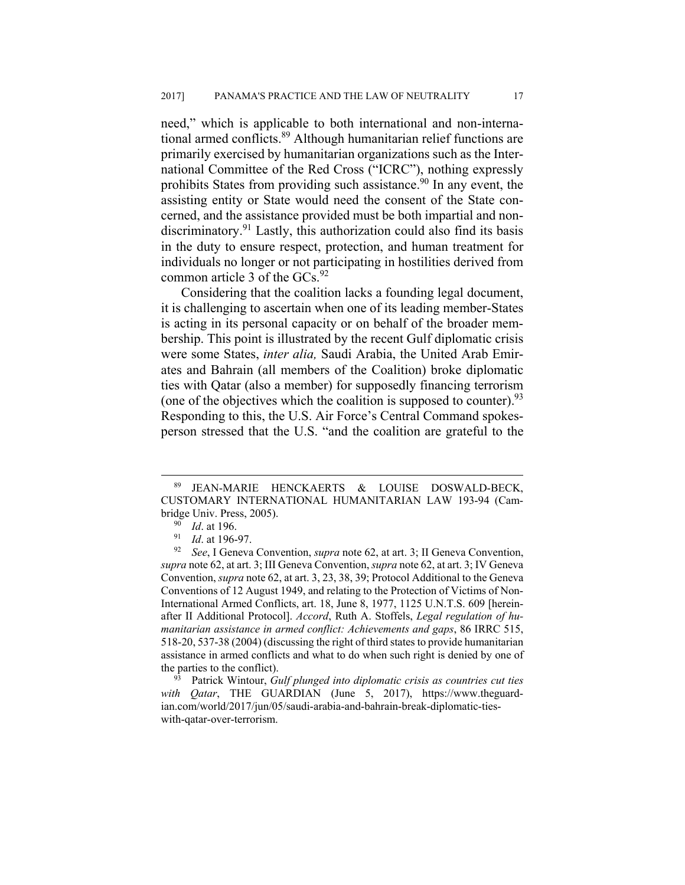need," which is applicable to both international and non-international armed conflicts.[89] Although humanitarian relief functions are primarily exercised by humanitarian organizations such as the International Committee of the Red Cross ("ICRC"), nothing expressly prohibits States from providing such assistance.[90] In any event, the assisting entity or State would need the consent of the State concerned, and the assistance provided must be both impartial and non-discriminatory.[91] Lastly, this authorization could also find its basis in the duty to ensure respect, protection, and human treatment for individuals no longer or not participating in hostilities derived from common article 3 of the GCs.[92]

Considering that the coalition lacks a founding legal document, it is challenging to ascertain when one of its leading member-States is acting in its personal capacity or on behalf of the broader membership. This point is illustrated by the recent Gulf diplomatic crisis were some States, *inter alia,* Saudi Arabia, the United Arab Emirates and Bahrain (all members of the Coalition) broke diplomatic ties with Qatar (also a member) for supposedly financing terrorism (one of the objectives which the coalition is supposed to counter).[93] Responding to this, the U.S. Air Force's Central Command spokesperson stressed that the U.S. "and the coalition are grateful to the

---

[89] JEAN-MARIE HENCKAERTS & LOUISE DOSWALD-BECK, CUSTOMARY INTERNATIONAL HUMANITARIAN LAW 193-94 (Cambridge Univ. Press, 2005).

[90] *Id*. at 196.

[91] *Id*. at 196-97.

[92] *See*, I Geneva Convention, *supra* note 62, at art. 3; II Geneva Convention, *supra* note 62, at art. 3; III Geneva Convention, *supra* note 62, at art. 3; IV Geneva Convention, *supra* note 62, at art. 3, 23, 38, 39; Protocol Additional to the Geneva Conventions of 12 August 1949, and relating to the Protection of Victims of Non-International Armed Conflicts, art. 18, June 8, 1977, 1125 U.N.T.S. 609 [hereinafter II Additional Protocol]. *Accord*, Ruth A. Stoffels, *Legal regulation of humanitarian assistance in armed conflict: Achievements and gaps*, 86 IRRC 515, 518-20, 537-38 (2004) (discussing the right of third states to provide humanitarian assistance in armed conflicts and what to do when such right is denied by one of the parties to the conflict).

[93] Patrick Wintour, *Gulf plunged into diplomatic crisis as countries cut ties with Qatar*, THE GUARDIAN (June 5, 2017), https://www.theguardian.com/world/2017/jun/05/saudi-arabia-and-bahrain-break-diplomatic-ties-with-qatar-over-terrorism.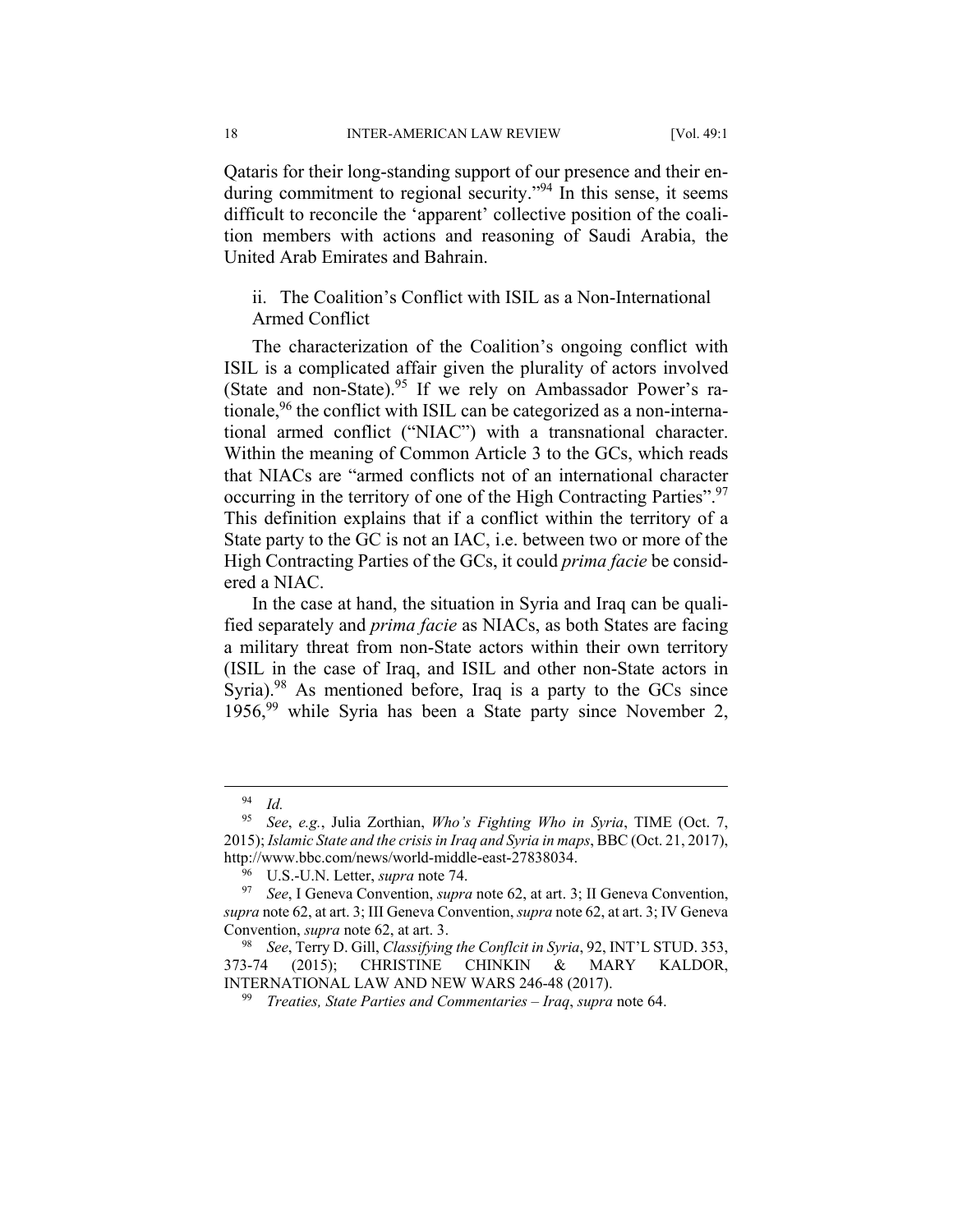Qataris for their long-standing support of our presence and their enduring commitment to regional security."[94] In this sense, it seems difficult to reconcile the 'apparent' collective position of the coalition members with actions and reasoning of Saudi Arabia, the United Arab Emirates and Bahrain.

### ii. The Coalition's Conflict with ISIL as a Non-International Armed Conflict

The characterization of the Coalition's ongoing conflict with ISIL is a complicated affair given the plurality of actors involved (State and non-State).[95] If we rely on Ambassador Power's rationale,[96] the conflict with ISIL can be categorized as a non-international armed conflict ("NIAC") with a transnational character. Within the meaning of Common Article 3 to the GCs, which reads that NIACs are "armed conflicts not of an international character occurring in the territory of one of the High Contracting Parties".[97] This definition explains that if a conflict within the territory of a State party to the GC is not an IAC, i.e. between two or more of the High Contracting Parties of the GCs, it could *prima facie* be considered a NIAC.

In the case at hand, the situation in Syria and Iraq can be qualified separately and *prima facie* as NIACs, as both States are facing a military threat from non-State actors within their own territory (ISIL in the case of Iraq, and ISIL and other non-State actors in Syria).[98] As mentioned before, Iraq is a party to the GCs since 1956,[99] while Syria has been a State party since November 2,

---

[94] *Id.*

[95] *See*, *e.g.*, Julia Zorthian, *Who's Fighting Who in Syria*, TIME (Oct. 7, 2015); *Islamic State and the crisis in Iraq and Syria in maps*, BBC (Oct. 21, 2017), http://www.bbc.com/news/world-middle-east-27838034.

[96] U.S.-U.N. Letter, *supra* note 74.

[97] *See*, I Geneva Convention, *supra* note 62, at art. 3; II Geneva Convention, *supra* note 62, at art. 3; III Geneva Convention, *supra* note 62, at art. 3; IV Geneva Convention, *supra* note 62, at art. 3.

[98] *See*, Terry D. Gill, *Classifying the Conflcit in Syria*, 92, INT'L STUD. 353, 373-74 (2015); CHRISTINE CHINKIN & MARY KALDOR, INTERNATIONAL LAW AND NEW WARS 246-48 (2017).

[99] *Treaties, State Parties and Commentaries – Iraq*, *supra* note 64.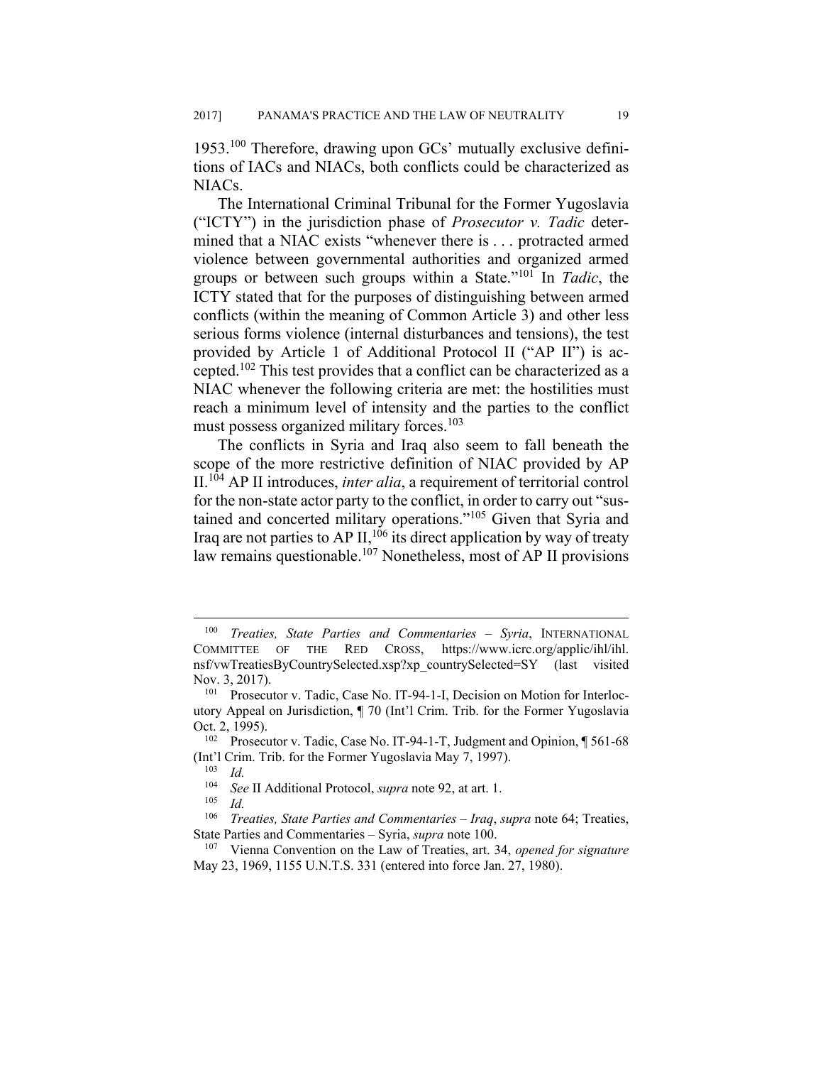1953.[100] Therefore, drawing upon GCs' mutually exclusive definitions of IACs and NIACs, both conflicts could be characterized as NIACs.

The International Criminal Tribunal for the Former Yugoslavia ("ICTY") in the jurisdiction phase of *Prosecutor v. Tadic* determined that a NIAC exists "whenever there is . . . protracted armed violence between governmental authorities and organized armed groups or between such groups within a State."[101] In *Tadic*, the ICTY stated that for the purposes of distinguishing between armed conflicts (within the meaning of Common Article 3) and other less serious forms violence (internal disturbances and tensions), the test provided by Article 1 of Additional Protocol II ("AP II") is accepted.[102] This test provides that a conflict can be characterized as a NIAC whenever the following criteria are met: the hostilities must reach a minimum level of intensity and the parties to the conflict must possess organized military forces.[103]

The conflicts in Syria and Iraq also seem to fall beneath the scope of the more restrictive definition of NIAC provided by AP II.[104] AP II introduces, *inter alia*, a requirement of territorial control for the non-state actor party to the conflict, in order to carry out "sustained and concerted military operations."[105] Given that Syria and Iraq are not parties to AP II,[106] its direct application by way of treaty law remains questionable.[107] Nonetheless, most of AP II provisions

---

[100] *Treaties, State Parties and Commentaries – Syria*, INTERNATIONAL COMMITTEE OF THE RED CROSS, https://www.icrc.org/applic/ihl/ihl.nsf/vwTreatiesByCountrySelected.xsp?xp_countrySelected=SY (last visited Nov. 3, 2017).

[101] Prosecutor v. Tadic, Case No. IT-94-1-I, Decision on Motion for Interlocutory Appeal on Jurisdiction, ¶ 70 (Int'l Crim. Trib. for the Former Yugoslavia Oct. 2, 1995).

[102] Prosecutor v. Tadic, Case No. IT-94-1-T, Judgment and Opinion, ¶ 561-68 (Int'l Crim. Trib. for the Former Yugoslavia May 7, 1997).

[103] *Id.*

[104] *See* II Additional Protocol, *supra* note 92, at art. 1.

[105] *Id.*

[106] *Treaties, State Parties and Commentaries – Iraq*, *supra* note 64; Treaties, State Parties and Commentaries – Syria, *supra* note 100.

[107] Vienna Convention on the Law of Treaties, art. 34, *opened for signature* May 23, 1969, 1155 U.N.T.S. 331 (entered into force Jan. 27, 1980).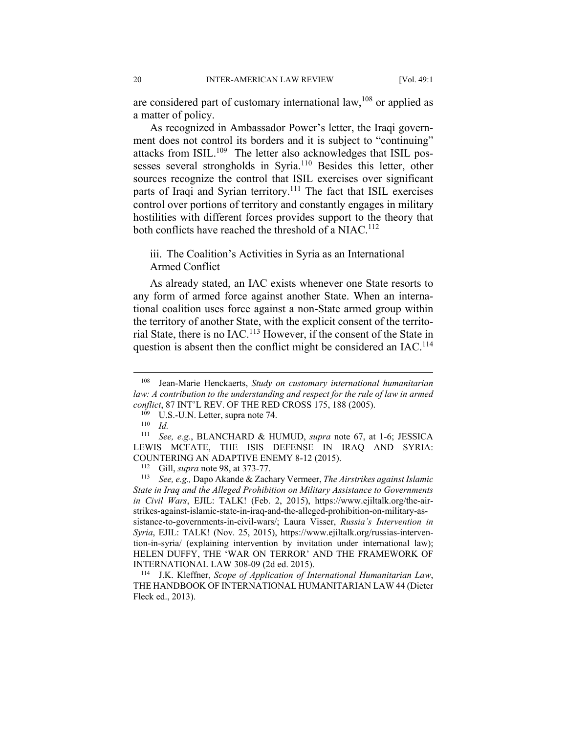are considered part of customary international law,[108] or applied as a matter of policy.

As recognized in Ambassador Power's letter, the Iraqi government does not control its borders and it is subject to "continuing" attacks from ISIL.[109] The letter also acknowledges that ISIL possesses several strongholds in Syria.[110] Besides this letter, other sources recognize the control that ISIL exercises over significant parts of Iraqi and Syrian territory.[111] The fact that ISIL exercises control over portions of territory and constantly engages in military hostilities with different forces provides support to the theory that both conflicts have reached the threshold of a NIAC.[112]

### iii. The Coalition's Activities in Syria as an International Armed Conflict

As already stated, an IAC exists whenever one State resorts to any form of armed force against another State. When an international coalition uses force against a non-State armed group within the territory of another State, with the explicit consent of the territorial State, there is no IAC.[113] However, if the consent of the State in question is absent then the conflict might be considered an IAC.[114]

---

[108] Jean-Marie Henckaerts, *Study on customary international humanitarian law: A contribution to the understanding and respect for the rule of law in armed conflict*, 87 INT'L REV. OF THE RED CROSS 175, 188 (2005).

[109] U.S.-U.N. Letter, supra note 74.

[110] *Id.*

[111] *See, e.g.*, BLANCHARD & HUMUD, *supra* note 67, at 1-6; JESSICA LEWIS MCFATE, THE ISIS DEFENSE IN IRAQ AND SYRIA: COUNTERING AN ADAPTIVE ENEMY 8-12 (2015).

[112] Gill, *supra* note 98, at 373-77.

[113] *See, e.g.,* Dapo Akande & Zachary Vermeer, *The Airstrikes against Islamic State in Iraq and the Alleged Prohibition on Military Assistance to Governments in Civil Wars*, EJIL: TALK! (Feb. 2, 2015), https://www.ejiltalk.org/the-air-strikes-against-islamic-state-in-iraq-and-the-alleged-prohibition-on-military-assistance-to-governments-in-civil-wars/; Laura Visser, *Russia's Intervention in Syria*, EJIL: TALK! (Nov. 25, 2015), https://www.ejiltalk.org/russias-intervention-in-syria/ (explaining intervention by invitation under international law); HELEN DUFFY, THE 'WAR ON TERROR' AND THE FRAMEWORK OF INTERNATIONAL LAW 308-09 (2d ed. 2015).

[114] J.K. Kleffner, *Scope of Application of International Humanitarian Law*, THE HANDBOOK OF INTERNATIONAL HUMANITARIAN LAW 44 (Dieter Fleck ed., 2013).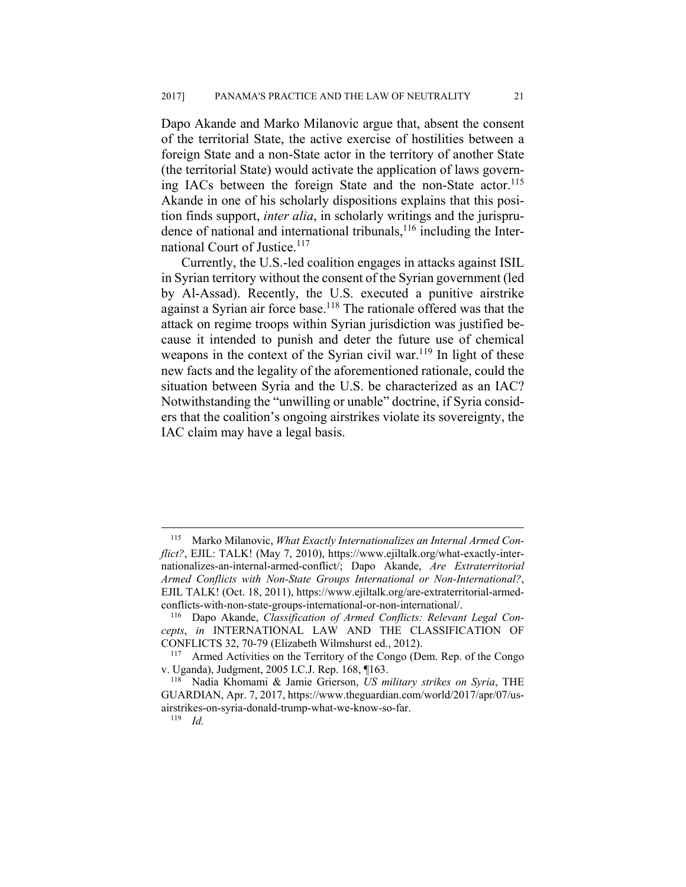Dapo Akande and Marko Milanovic argue that, absent the consent of the territorial State, the active exercise of hostilities between a foreign State and a non-State actor in the territory of another State (the territorial State) would activate the application of laws governing IACs between the foreign State and the non-State actor.[115] Akande in one of his scholarly dispositions explains that this position finds support, *inter alia*, in scholarly writings and the jurisprudence of national and international tribunals,[116] including the International Court of Justice.[117]

Currently, the U.S.-led coalition engages in attacks against ISIL in Syrian territory without the consent of the Syrian government (led by Al-Assad). Recently, the U.S. executed a punitive airstrike against a Syrian air force base.[118] The rationale offered was that the attack on regime troops within Syrian jurisdiction was justified because it intended to punish and deter the future use of chemical weapons in the context of the Syrian civil war.[119] In light of these new facts and the legality of the aforementioned rationale, could the situation between Syria and the U.S. be characterized as an IAC? Notwithstanding the "unwilling or unable" doctrine, if Syria considers that the coalition's ongoing airstrikes violate its sovereignty, the IAC claim may have a legal basis.

---

[115] Marko Milanovic, *What Exactly Internationalizes an Internal Armed Conflict?*, EJIL: TALK! (May 7, 2010), https://www.ejiltalk.org/what-exactly-internationalizes-an-internal-armed-conflict/; Dapo Akande, *Are Extraterritorial Armed Conflicts with Non-State Groups International or Non-International?*, EJIL TALK! (Oct. 18, 2011), https://www.ejiltalk.org/are-extraterritorial-armed-conflicts-with-non-state-groups-international-or-non-international/.

[116] Dapo Akande, *Classification of Armed Conflicts: Relevant Legal Concepts*, *in* INTERNATIONAL LAW AND THE CLASSIFICATION OF CONFLICTS 32, 70-79 (Elizabeth Wilmshurst ed., 2012).

[117] Armed Activities on the Territory of the Congo (Dem. Rep. of the Congo v. Uganda), Judgment, 2005 I.C.J. Rep. 168, ¶163.

[118] Nadia Khomami & Jamie Grierson, *US military strikes on Syria*, THE GUARDIAN, Apr. 7, 2017, https://www.theguardian.com/world/2017/apr/07/us-airstrikes-on-syria-donald-trump-what-we-know-so-far.

[119] *Id.*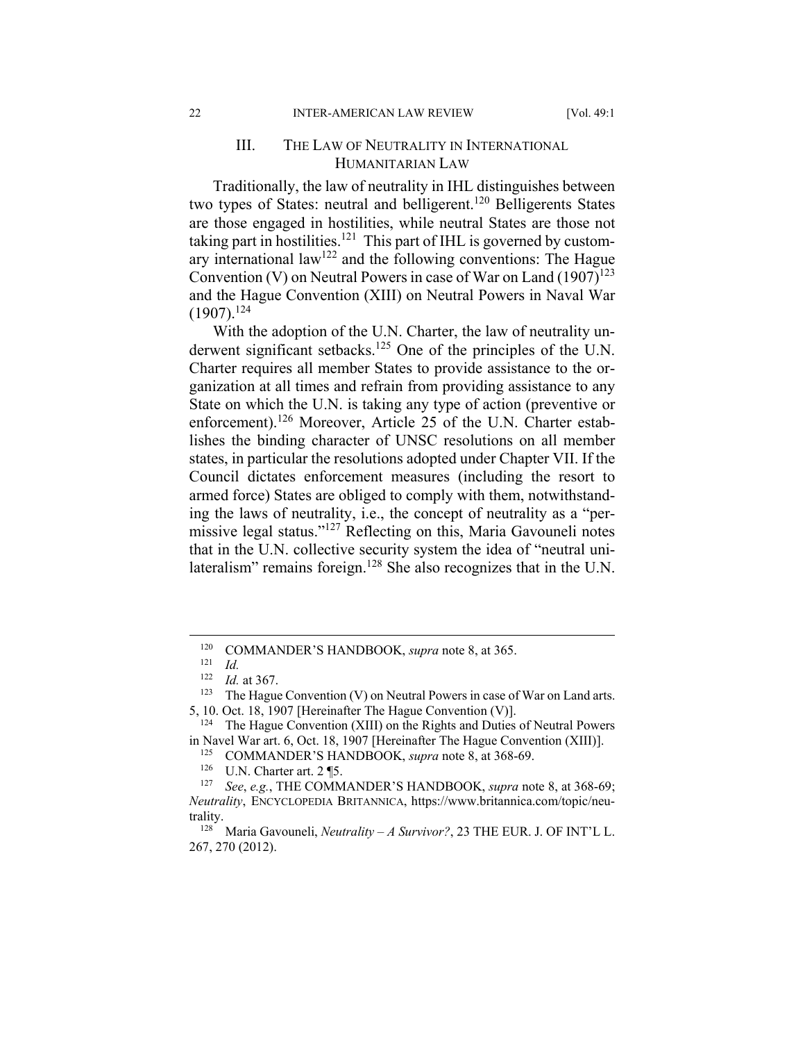## III. THE LAW OF NEUTRALITY IN INTERNATIONAL HUMANITARIAN LAW

Traditionally, the law of neutrality in IHL distinguishes between two types of States: neutral and belligerent.[120] Belligerents States are those engaged in hostilities, while neutral States are those not taking part in hostilities.[121] This part of IHL is governed by customary international law[122] and the following conventions: The Hague Convention (V) on Neutral Powers in case of War on Land (1907)[123] and the Hague Convention (XIII) on Neutral Powers in Naval War (1907).[124]

With the adoption of the U.N. Charter, the law of neutrality underwent significant setbacks.[125] One of the principles of the U.N. Charter requires all member States to provide assistance to the organization at all times and refrain from providing assistance to any State on which the U.N. is taking any type of action (preventive or enforcement).[126] Moreover, Article 25 of the U.N. Charter establishes the binding character of UNSC resolutions on all member states, in particular the resolutions adopted under Chapter VII. If the Council dictates enforcement measures (including the resort to armed force) States are obliged to comply with them, notwithstanding the laws of neutrality, i.e., the concept of neutrality as a "permissive legal status."[127] Reflecting on this, Maria Gavouneli notes that in the U.N. collective security system the idea of "neutral unilateralism" remains foreign.[128] She also recognizes that in the U.N.

---

[120] COMMANDER'S HANDBOOK, *supra* note 8, at 365.

[121] *Id.*

[122] *Id.* at 367.

[123] The Hague Convention (V) on Neutral Powers in case of War on Land arts. 5, 10. Oct. 18, 1907 [Hereinafter The Hague Convention (V)].

[124] The Hague Convention (XIII) on the Rights and Duties of Neutral Powers in Navel War art. 6, Oct. 18, 1907 [Hereinafter The Hague Convention (XIII)].

[125] COMMANDER'S HANDBOOK, *supra* note 8, at 368-69.

[126] U.N. Charter art. 2 ¶5.

[127] *See*, *e.g.*, THE COMMANDER'S HANDBOOK, *supra* note 8, at 368-69; *Neutrality*, ENCYCLOPEDIA BRITANNICA, https://www.britannica.com/topic/neutrality.

[128] Maria Gavouneli, *Neutrality – A Survivor?*, 23 THE EUR. J. OF INT'L L. 267, 270 (2012).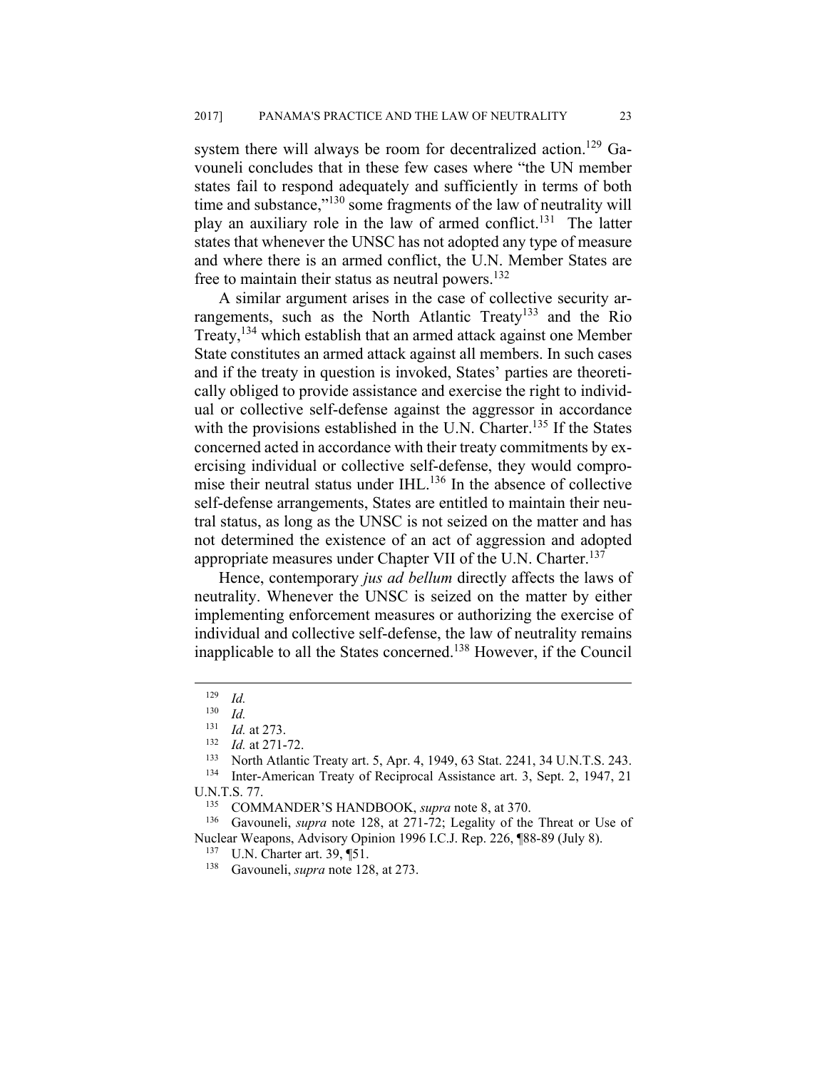system there will always be room for decentralized action.[129] Gavouneli concludes that in these few cases where "the UN member states fail to respond adequately and sufficiently in terms of both time and substance,"[130] some fragments of the law of neutrality will play an auxiliary role in the law of armed conflict.[131] The latter states that whenever the UNSC has not adopted any type of measure and where there is an armed conflict, the U.N. Member States are free to maintain their status as neutral powers.[132]

A similar argument arises in the case of collective security arrangements, such as the North Atlantic Treaty[133] and the Rio Treaty,[134] which establish that an armed attack against one Member State constitutes an armed attack against all members. In such cases and if the treaty in question is invoked, States' parties are theoretically obliged to provide assistance and exercise the right to individual or collective self-defense against the aggressor in accordance with the provisions established in the U.N. Charter.[135] If the States concerned acted in accordance with their treaty commitments by exercising individual or collective self-defense, they would compromise their neutral status under IHL.[136] In the absence of collective self-defense arrangements, States are entitled to maintain their neutral status, as long as the UNSC is not seized on the matter and has not determined the existence of an act of aggression and adopted appropriate measures under Chapter VII of the U.N. Charter.[137]

Hence, contemporary *jus ad bellum* directly affects the laws of neutrality. Whenever the UNSC is seized on the matter by either implementing enforcement measures or authorizing the exercise of individual and collective self-defense, the law of neutrality remains inapplicable to all the States concerned.[138] However, if the Council

---

[129] *Id.*

[130] *Id.*

[131] *Id.* at 273.

[132] *Id.* at 271-72.

[133] North Atlantic Treaty art. 5, Apr. 4, 1949, 63 Stat. 2241, 34 U.N.T.S. 243.

[134] Inter-American Treaty of Reciprocal Assistance art. 3, Sept. 2, 1947, 21 U.N.T.S. 77.

[135] COMMANDER'S HANDBOOK, *supra* note 8, at 370.

[136] Gavouneli, *supra* note 128, at 271-72; Legality of the Threat or Use of Nuclear Weapons, Advisory Opinion 1996 I.C.J. Rep. 226, ¶88-89 (July 8).

[137] U.N. Charter art. 39, ¶51.

[138] Gavouneli, *supra* note 128, at 273.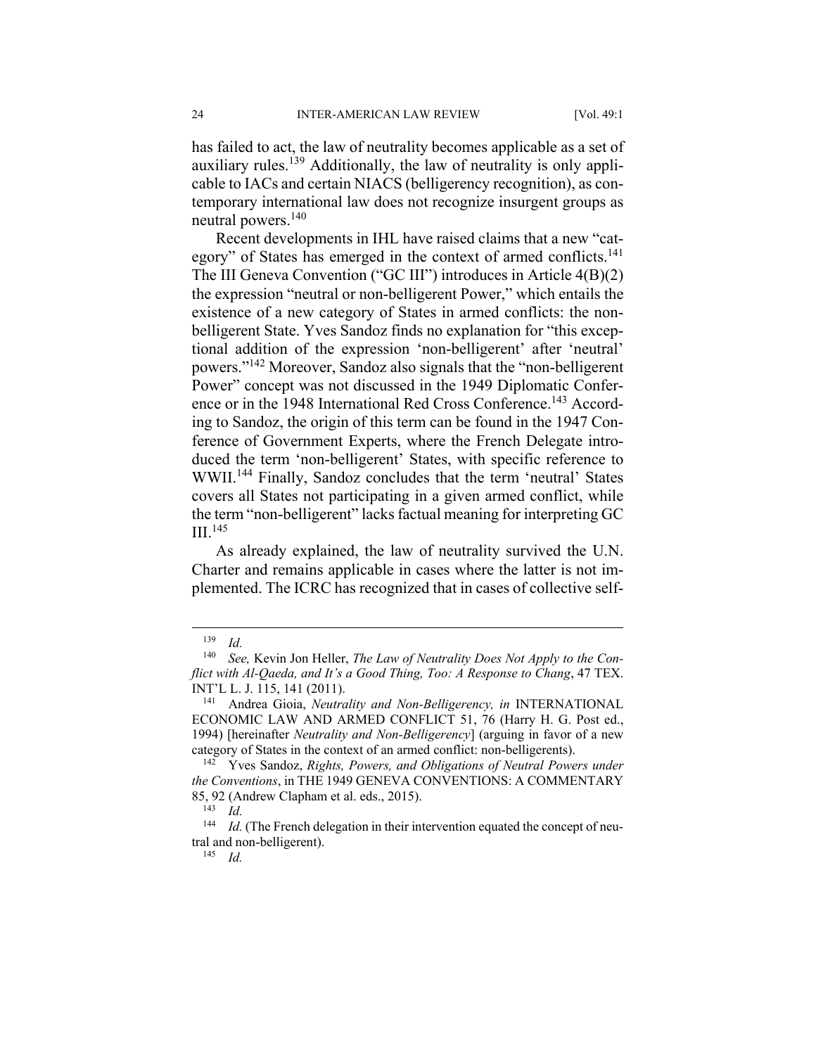has failed to act, the law of neutrality becomes applicable as a set of auxiliary rules.[139] Additionally, the law of neutrality is only applicable to IACs and certain NIACS (belligerency recognition), as contemporary international law does not recognize insurgent groups as neutral powers.[140]

Recent developments in IHL have raised claims that a new "category" of States has emerged in the context of armed conflicts.[141] The III Geneva Convention ("GC III") introduces in Article 4(B)(2) the expression "neutral or non-belligerent Power," which entails the existence of a new category of States in armed conflicts: the non-belligerent State. Yves Sandoz finds no explanation for "this exceptional addition of the expression 'non-belligerent' after 'neutral' powers."[142] Moreover, Sandoz also signals that the "non-belligerent Power" concept was not discussed in the 1949 Diplomatic Conference or in the 1948 International Red Cross Conference.[143] According to Sandoz, the origin of this term can be found in the 1947 Conference of Government Experts, where the French Delegate introduced the term 'non-belligerent' States, with specific reference to WWII.[144] Finally, Sandoz concludes that the term 'neutral' States covers all States not participating in a given armed conflict, while the term "non-belligerent" lacks factual meaning for interpreting GC III.[145]

As already explained, the law of neutrality survived the U.N. Charter and remains applicable in cases where the latter is not implemented. The ICRC has recognized that in cases of collective self-

---

[139] *Id.*

[140] *See,* Kevin Jon Heller, *The Law of Neutrality Does Not Apply to the Conflict with Al-Qaeda, and It's a Good Thing, Too: A Response to Chang*, 47 TEX. INT'L L. J. 115, 141 (2011).

[141] Andrea Gioia, *Neutrality and Non-Belligerency, in* INTERNATIONAL ECONOMIC LAW AND ARMED CONFLICT 51, 76 (Harry H. G. Post ed., 1994) [hereinafter *Neutrality and Non-Belligerency*] (arguing in favor of a new category of States in the context of an armed conflict: non-belligerents).

[142] Yves Sandoz, *Rights, Powers, and Obligations of Neutral Powers under the Conventions*, in THE 1949 GENEVA CONVENTIONS: A COMMENTARY 85, 92 (Andrew Clapham et al. eds., 2015).

[143] *Id.*

[144] *Id.* (The French delegation in their intervention equated the concept of neutral and non-belligerent).

[145] *Id.*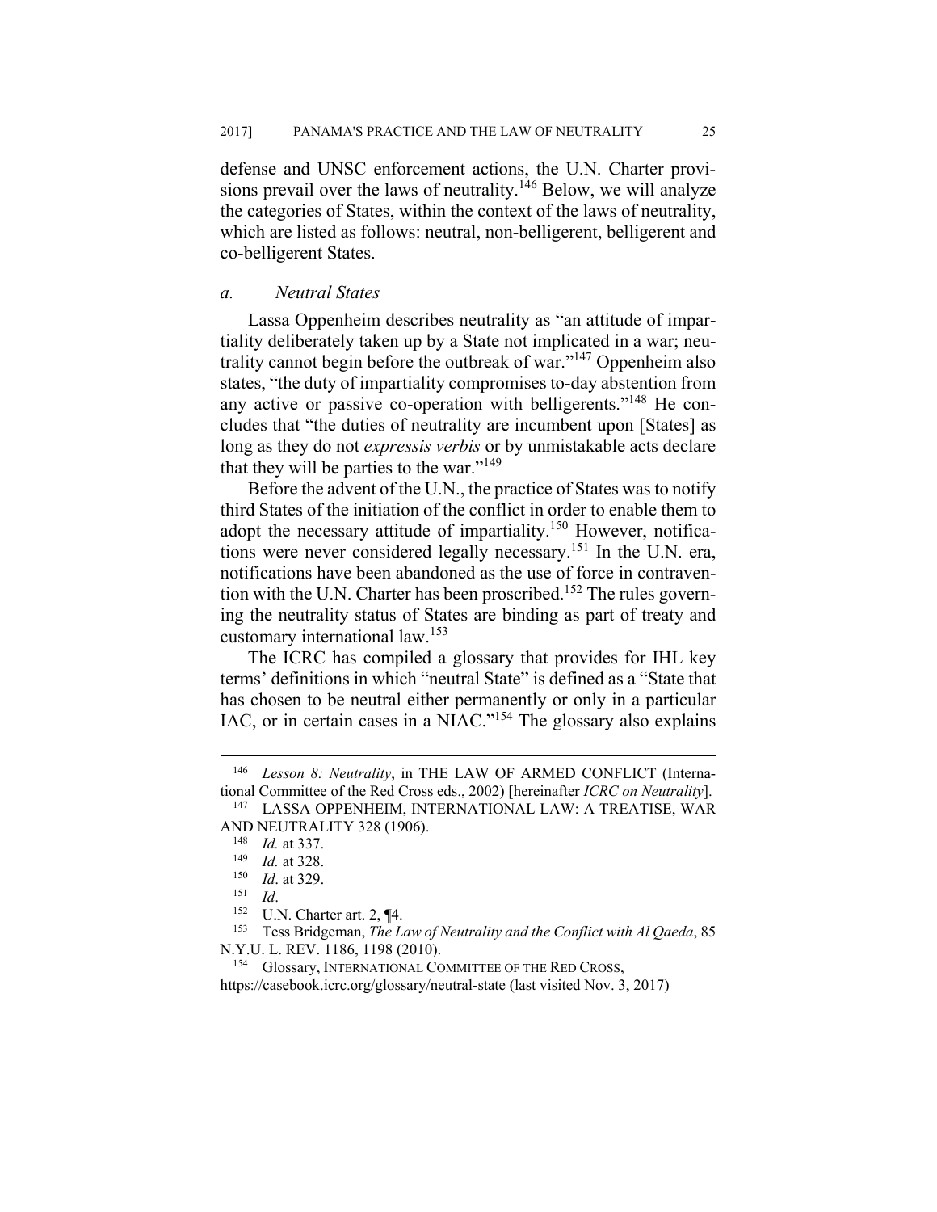defense and UNSC enforcement actions, the U.N. Charter provisions prevail over the laws of neutrality.[146] Below, we will analyze the categories of States, within the context of the laws of neutrality, which are listed as follows: neutral, non-belligerent, belligerent and co-belligerent States.

### *a. Neutral States*

Lassa Oppenheim describes neutrality as "an attitude of impartiality deliberately taken up by a State not implicated in a war; neutrality cannot begin before the outbreak of war."[147] Oppenheim also states, "the duty of impartiality compromises to-day abstention from any active or passive co-operation with belligerents."[148] He concludes that "the duties of neutrality are incumbent upon [States] as long as they do not *expressis verbis* or by unmistakable acts declare that they will be parties to the war."[149]

Before the advent of the U.N., the practice of States was to notify third States of the initiation of the conflict in order to enable them to adopt the necessary attitude of impartiality.[150] However, notifications were never considered legally necessary.[151] In the U.N. era, notifications have been abandoned as the use of force in contravention with the U.N. Charter has been proscribed.[152] The rules governing the neutrality status of States are binding as part of treaty and customary international law.[153]

The ICRC has compiled a glossary that provides for IHL key terms' definitions in which "neutral State" is defined as a "State that has chosen to be neutral either permanently or only in a particular IAC, or in certain cases in a NIAC."[154] The glossary also explains

---

[146] *Lesson 8: Neutrality*, in THE LAW OF ARMED CONFLICT (International Committee of the Red Cross eds., 2002) [hereinafter *ICRC on Neutrality*].

[147] LASSA OPPENHEIM, INTERNATIONAL LAW: A TREATISE, WAR AND NEUTRALITY 328 (1906).

[148] *Id.* at 337.

[149] *Id.* at 328.

[150] *Id*. at 329.

[151] *Id*.

[152] U.N. Charter art. 2, ¶4.

[153] Tess Bridgeman, *The Law of Neutrality and the Conflict with Al Qaeda*, 85 N.Y.U. L. REV. 1186, 1198 (2010).

[154] Glossary, INTERNATIONAL COMMITTEE OF THE RED CROSS, https://casebook.icrc.org/glossary/neutral-state (last visited Nov. 3, 2017)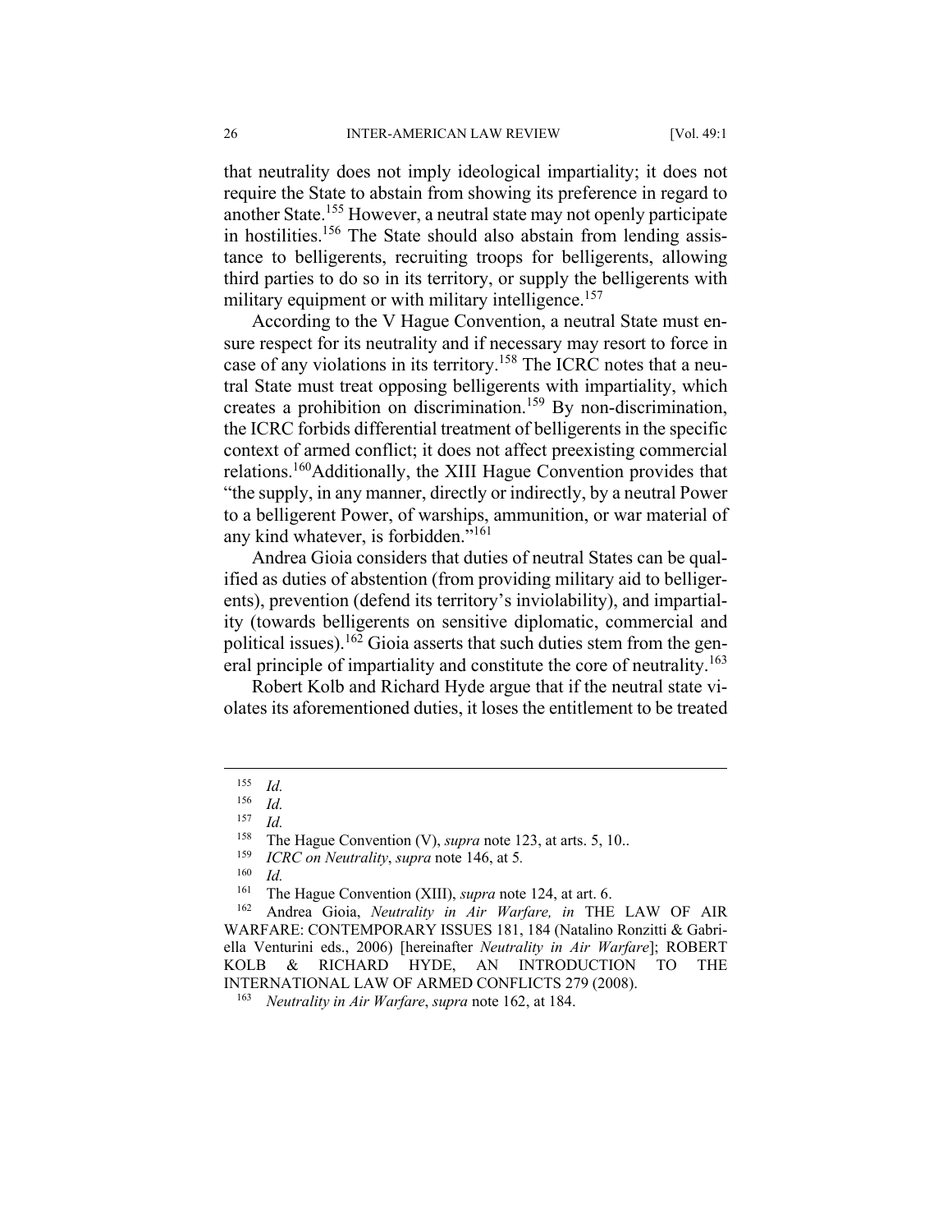that neutrality does not imply ideological impartiality; it does not require the State to abstain from showing its preference in regard to another State.[155] However, a neutral state may not openly participate in hostilities.[156] The State should also abstain from lending assistance to belligerents, recruiting troops for belligerents, allowing third parties to do so in its territory, or supply the belligerents with military equipment or with military intelligence.[157]

According to the V Hague Convention, a neutral State must ensure respect for its neutrality and if necessary may resort to force in case of any violations in its territory.[158] The ICRC notes that a neutral State must treat opposing belligerents with impartiality, which creates a prohibition on discrimination.[159] By non-discrimination, the ICRC forbids differential treatment of belligerents in the specific context of armed conflict; it does not affect preexisting commercial relations.[160]Additionally, the XIII Hague Convention provides that "the supply, in any manner, directly or indirectly, by a neutral Power to a belligerent Power, of warships, ammunition, or war material of any kind whatever, is forbidden."[161]

Andrea Gioia considers that duties of neutral States can be qualified as duties of abstention (from providing military aid to belligerents), prevention (defend its territory's inviolability), and impartiality (towards belligerents on sensitive diplomatic, commercial and political issues).[162] Gioia asserts that such duties stem from the general principle of impartiality and constitute the core of neutrality.[163]

Robert Kolb and Richard Hyde argue that if the neutral state violates its aforementioned duties, it loses the entitlement to be treated

---

[155] *Id.*

[156] *Id.*

[157] *Id.*

[158] The Hague Convention (V), *supra* note 123, at arts. 5, 10..

[159] *ICRC on Neutrality*, *supra* note 146, at 5*.*

[160] *Id.*

[161] The Hague Convention (XIII), *supra* note 124, at art. 6.

[162] Andrea Gioia, *Neutrality in Air Warfare, in* THE LAW OF AIR WARFARE: CONTEMPORARY ISSUES 181, 184 (Natalino Ronzitti & Gabriella Venturini eds., 2006) [hereinafter *Neutrality in Air Warfare*]; ROBERT KOLB & RICHARD HYDE, AN INTRODUCTION TO THE INTERNATIONAL LAW OF ARMED CONFLICTS 279 (2008).

[163] *Neutrality in Air Warfare*, *supra* note 162, at 184.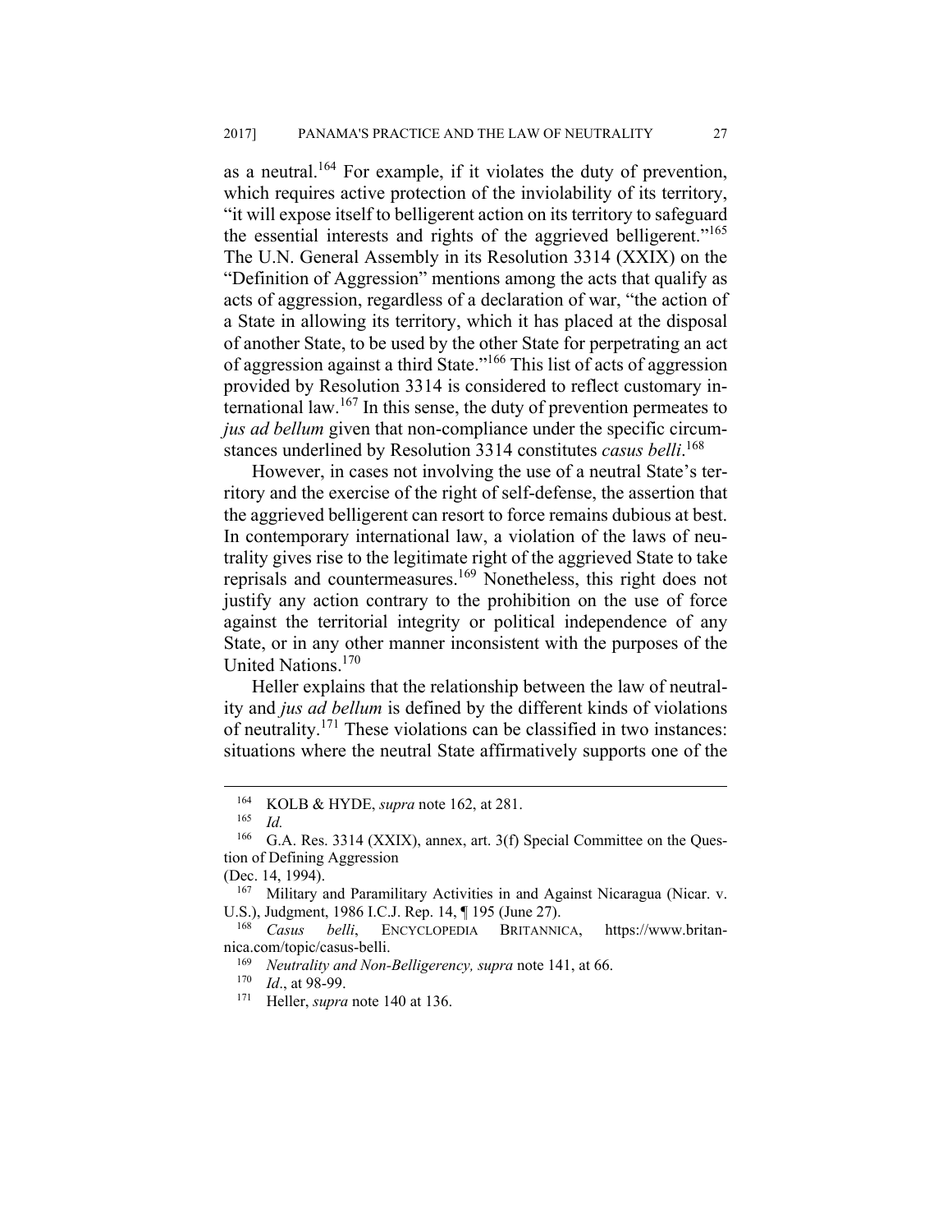as a neutral.[164] For example, if it violates the duty of prevention, which requires active protection of the inviolability of its territory, "it will expose itself to belligerent action on its territory to safeguard the essential interests and rights of the aggrieved belligerent."[165] The U.N. General Assembly in its Resolution 3314 (XXIX) on the "Definition of Aggression" mentions among the acts that qualify as acts of aggression, regardless of a declaration of war, "the action of a State in allowing its territory, which it has placed at the disposal of another State, to be used by the other State for perpetrating an act of aggression against a third State."[166] This list of acts of aggression provided by Resolution 3314 is considered to reflect customary international law.[167] In this sense, the duty of prevention permeates to *jus ad bellum* given that non-compliance under the specific circumstances underlined by Resolution 3314 constitutes *casus belli*.[168]

However, in cases not involving the use of a neutral State's territory and the exercise of the right of self-defense, the assertion that the aggrieved belligerent can resort to force remains dubious at best. In contemporary international law, a violation of the laws of neutrality gives rise to the legitimate right of the aggrieved State to take reprisals and countermeasures.[169] Nonetheless, this right does not justify any action contrary to the prohibition on the use of force against the territorial integrity or political independence of any State, or in any other manner inconsistent with the purposes of the United Nations.[170]

Heller explains that the relationship between the law of neutrality and *jus ad bellum* is defined by the different kinds of violations of neutrality.[171] These violations can be classified in two instances: situations where the neutral State affirmatively supports one of the

---

[164] KOLB & HYDE, *supra* note 162, at 281.

[165] *Id.*

[166] G.A. Res. 3314 (XXIX), annex, art. 3(f) Special Committee on the Question of Defining Aggression
(Dec. 14, 1994).

[167] Military and Paramilitary Activities in and Against Nicaragua (Nicar. v. U.S.), Judgment, 1986 I.C.J. Rep. 14, ¶ 195 (June 27).

[168] *Casus belli*, ENCYCLOPEDIA BRITANNICA, https://www.britannica.com/topic/casus-belli.

[169] *Neutrality and Non-Belligerency, supra* note 141, at 66.

[170] *Id*., at 98-99.

[171] Heller, *supra* note 140 at 136.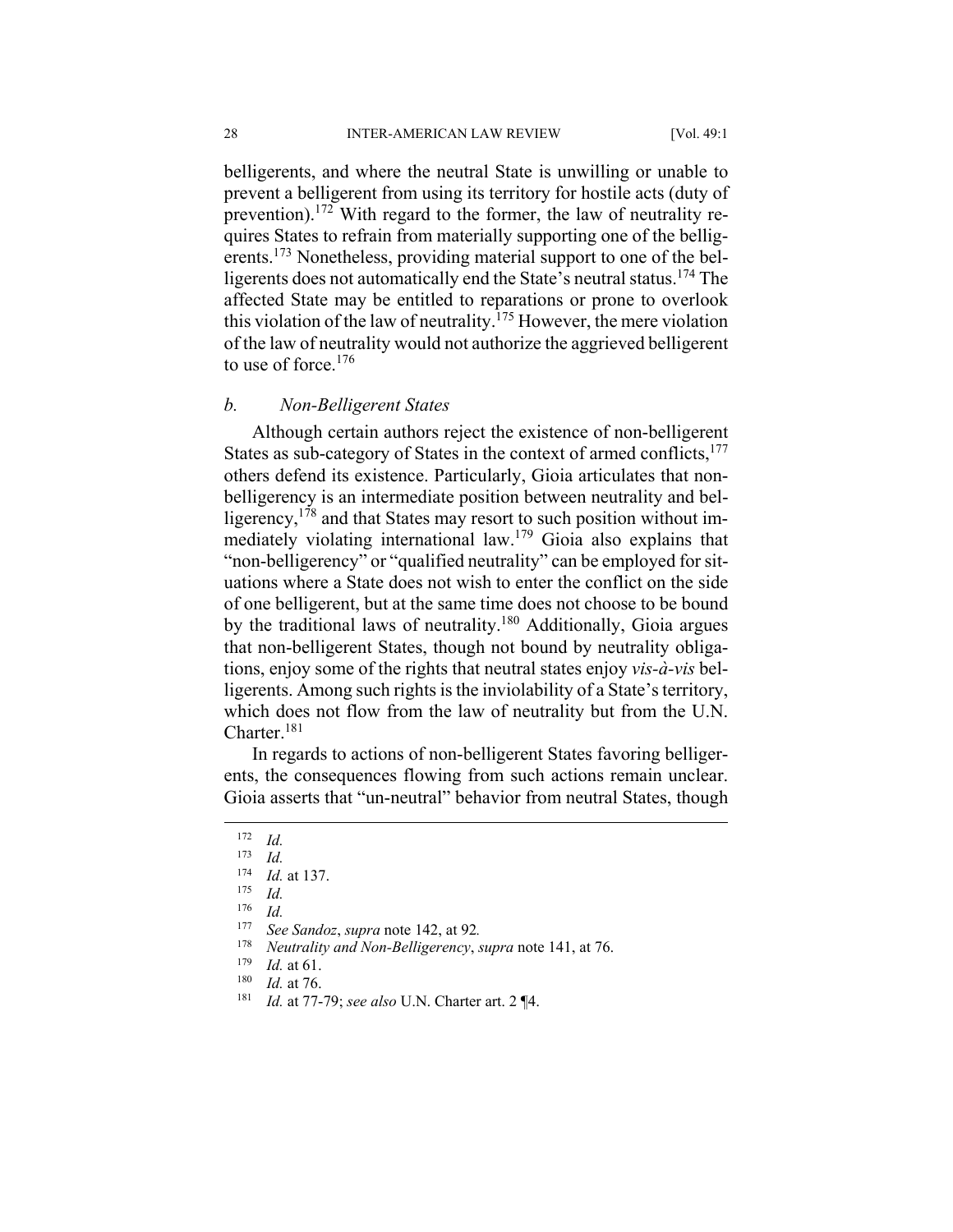belligerents, and where the neutral State is unwilling or unable to prevent a belligerent from using its territory for hostile acts (duty of prevention).[172] With regard to the former, the law of neutrality requires States to refrain from materially supporting one of the belligerents.[173] Nonetheless, providing material support to one of the belligerents does not automatically end the State's neutral status.[174] The affected State may be entitled to reparations or prone to overlook this violation of the law of neutrality.[175] However, the mere violation of the law of neutrality would not authorize the aggrieved belligerent to use of force.[176]

### *b. Non-Belligerent States*

Although certain authors reject the existence of non-belligerent States as sub-category of States in the context of armed conflicts,[177] others defend its existence. Particularly, Gioia articulates that non-belligerency is an intermediate position between neutrality and belligerency,[178] and that States may resort to such position without immediately violating international law.[179] Gioia also explains that "non-belligerency" or "qualified neutrality" can be employed for situations where a State does not wish to enter the conflict on the side of one belligerent, but at the same time does not choose to be bound by the traditional laws of neutrality.[180] Additionally, Gioia argues that non-belligerent States, though not bound by neutrality obligations, enjoy some of the rights that neutral states enjoy *vis-à-vis* belligerents. Among such rights is the inviolability of a State's territory, which does not flow from the law of neutrality but from the U.N. Charter.[181]

In regards to actions of non-belligerent States favoring belligerents, the consequences flowing from such actions remain unclear. Gioia asserts that "un-neutral" behavior from neutral States, though

---

[172] *Id.*

[173] *Id.*

[174] *Id.* at 137.

[175] *Id.*

[176] *Id.*

[177] *See Sandoz*, *supra* note 142, at 92*.*

[178] *Neutrality and Non-Belligerency*, *supra* note 141, at 76.

[179] *Id.* at 61.

[180] *Id.* at 76.

[181] *Id.* at 77-79; *see also* U.N. Charter art. 2 ¶4.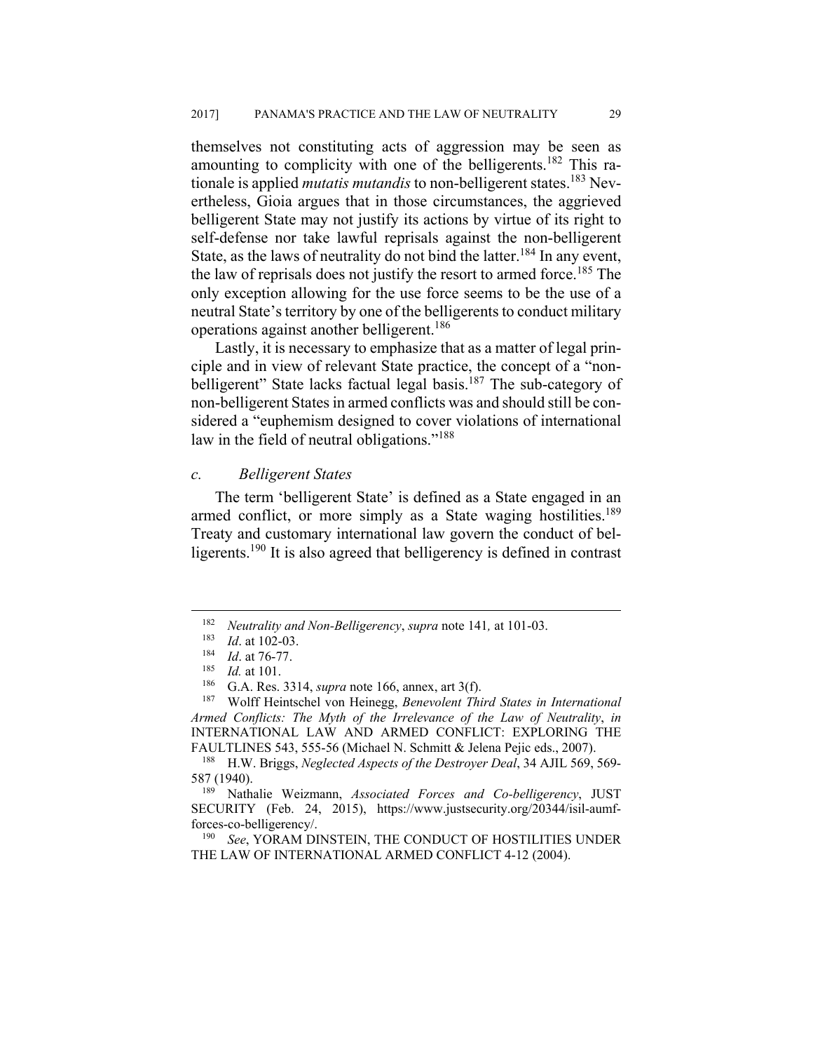themselves not constituting acts of aggression may be seen as amounting to complicity with one of the belligerents.[182] This rationale is applied *mutatis mutandis* to non-belligerent states.[183] Nevertheless, Gioia argues that in those circumstances, the aggrieved belligerent State may not justify its actions by virtue of its right to self-defense nor take lawful reprisals against the non-belligerent State, as the laws of neutrality do not bind the latter.[184] In any event, the law of reprisals does not justify the resort to armed force.[185] The only exception allowing for the use force seems to be the use of a neutral State's territory by one of the belligerents to conduct military operations against another belligerent.[186]

Lastly, it is necessary to emphasize that as a matter of legal principle and in view of relevant State practice, the concept of a "non-belligerent" State lacks factual legal basis.[187] The sub-category of non-belligerent States in armed conflicts was and should still be considered a "euphemism designed to cover violations of international law in the field of neutral obligations."[188]

### *c. Belligerent States*

The term 'belligerent State' is defined as a State engaged in an armed conflict, or more simply as a State waging hostilities.[189] Treaty and customary international law govern the conduct of belligerents.[190] It is also agreed that belligerency is defined in contrast

---

[182] *Neutrality and Non-Belligerency*, *supra* note 141*,* at 101-03.

[183] *Id*. at 102-03.

[184] *Id*. at 76-77.

[185] *Id.* at 101.

[186] G.A. Res. 3314, *supra* note 166, annex, art 3(f).

[187] Wolff Heintschel von Heinegg, *Benevolent Third States in International Armed Conflicts: The Myth of the Irrelevance of the Law of Neutrality*, *in* INTERNATIONAL LAW AND ARMED CONFLICT: EXPLORING THE FAULTLINES 543, 555-56 (Michael N. Schmitt & Jelena Pejic eds., 2007).

[188] H.W. Briggs, *Neglected Aspects of the Destroyer Deal*, 34 AJIL 569, 569-587 (1940).

[189] Nathalie Weizmann, *Associated Forces and Co-belligerency*, JUST SECURITY (Feb. 24, 2015), https://www.justsecurity.org/20344/isil-aumf-forces-co-belligerency/.

[190] *See*, YORAM DINSTEIN, THE CONDUCT OF HOSTILITIES UNDER THE LAW OF INTERNATIONAL ARMED CONFLICT 4-12 (2004).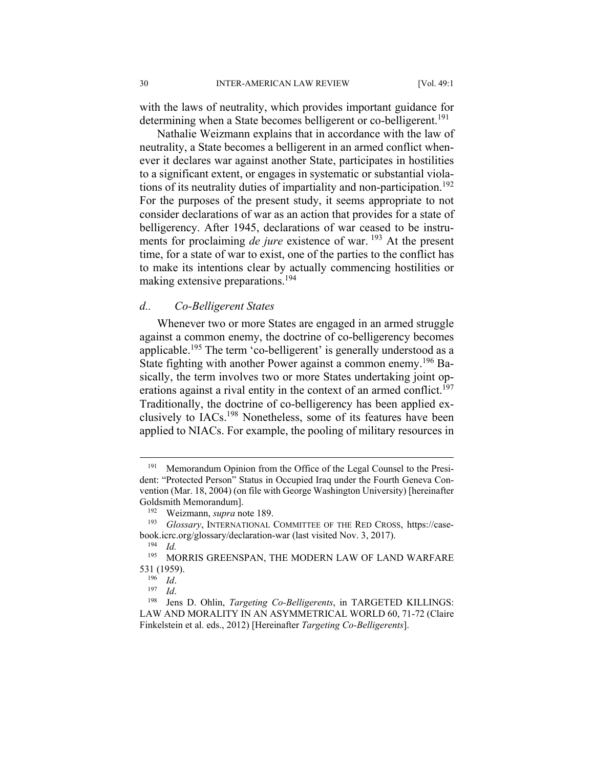with the laws of neutrality, which provides important guidance for determining when a State becomes belligerent or co-belligerent.[191]

Nathalie Weizmann explains that in accordance with the law of neutrality, a State becomes a belligerent in an armed conflict whenever it declares war against another State, participates in hostilities to a significant extent, or engages in systematic or substantial violations of its neutrality duties of impartiality and non-participation.[192] For the purposes of the present study, it seems appropriate to not consider declarations of war as an action that provides for a state of belligerency. After 1945, declarations of war ceased to be instruments for proclaiming *de jure* existence of war. [193] At the present time, for a state of war to exist, one of the parties to the conflict has to make its intentions clear by actually commencing hostilities or making extensive preparations.[194]

### *d.. Co-Belligerent States*

Whenever two or more States are engaged in an armed struggle against a common enemy, the doctrine of co-belligerency becomes applicable.[195] The term 'co-belligerent' is generally understood as a State fighting with another Power against a common enemy.[196] Basically, the term involves two or more States undertaking joint operations against a rival entity in the context of an armed conflict.[197] Traditionally, the doctrine of co-belligerency has been applied exclusively to IACs.[198] Nonetheless, some of its features have been applied to NIACs. For example, the pooling of military resources in

---

[191] Memorandum Opinion from the Office of the Legal Counsel to the President: "Protected Person" Status in Occupied Iraq under the Fourth Geneva Convention (Mar. 18, 2004) (on file with George Washington University) [hereinafter Goldsmith Memorandum].

[192] Weizmann, *supra* note 189.

[193] *Glossary*, INTERNATIONAL COMMITTEE OF THE RED CROSS, https://casebook.icrc.org/glossary/declaration-war (last visited Nov. 3, 2017).

[194] *Id.*

[195] MORRIS GREENSPAN, THE MODERN LAW OF LAND WARFARE 531 (1959).

[196] *Id*.

[197] *Id*.

[198] Jens D. Ohlin, *Targeting Co-Belligerents*, in TARGETED KILLINGS: LAW AND MORALITY IN AN ASYMMETRICAL WORLD 60, 71-72 (Claire Finkelstein et al. eds., 2012) [Hereinafter *Targeting Co-Belligerents*].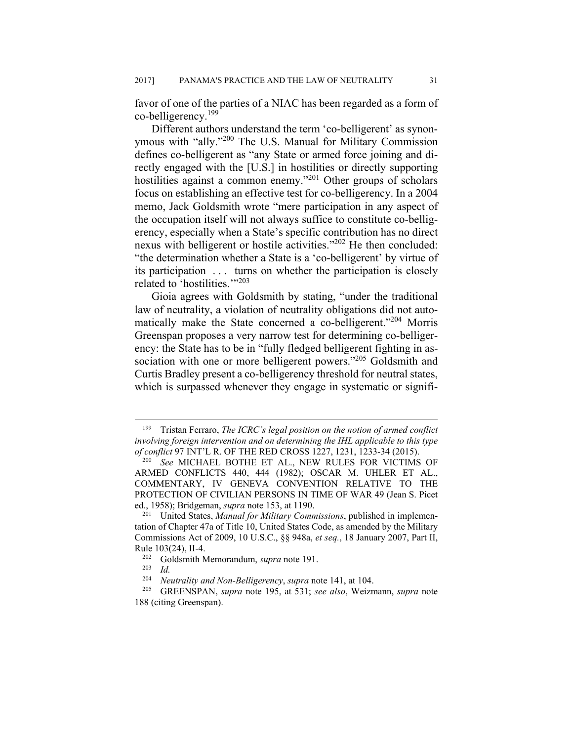favor of one of the parties of a NIAC has been regarded as a form of co-belligerency.[199]

Different authors understand the term 'co-belligerent' as synonymous with "ally."[200] The U.S. Manual for Military Commission defines co-belligerent as "any State or armed force joining and directly engaged with the [U.S.] in hostilities or directly supporting hostilities against a common enemy."[201] Other groups of scholars focus on establishing an effective test for co-belligerency. In a 2004 memo, Jack Goldsmith wrote "mere participation in any aspect of the occupation itself will not always suffice to constitute co-belligerency, especially when a State's specific contribution has no direct nexus with belligerent or hostile activities."[202] He then concluded: "the determination whether a State is a 'co-belligerent' by virtue of its participation . . . turns on whether the participation is closely related to 'hostilities.'"[203]

Gioia agrees with Goldsmith by stating, "under the traditional law of neutrality, a violation of neutrality obligations did not automatically make the State concerned a co-belligerent."[204] Morris Greenspan proposes a very narrow test for determining co-belligerency: the State has to be in "fully fledged belligerent fighting in association with one or more belligerent powers."[205] Goldsmith and Curtis Bradley present a co-belligerency threshold for neutral states, which is surpassed whenever they engage in systematic or signifi-

---

[199] Tristan Ferraro, *The ICRC's legal position on the notion of armed conflict involving foreign intervention and on determining the IHL applicable to this type of conflict* 97 INT'L R. OF THE RED CROSS 1227, 1231, 1233-34 (2015).

[200] *See* MICHAEL BOTHE ET AL., NEW RULES FOR VICTIMS OF ARMED CONFLICTS 440, 444 (1982); OSCAR M. UHLER ET AL., COMMENTARY, IV GENEVA CONVENTION RELATIVE TO THE PROTECTION OF CIVILIAN PERSONS IN TIME OF WAR 49 (Jean S. Picet ed., 1958); Bridgeman, *supra* note 153, at 1190.

[201] United States, *Manual for Military Commissions*, published in implementation of Chapter 47a of Title 10, United States Code, as amended by the Military Commissions Act of 2009, 10 U.S.C., §§ 948a, *et seq.*, 18 January 2007, Part II, Rule 103(24), II-4.

[202] Goldsmith Memorandum, *supra* note 191.

[203] *Id.*

[204] *Neutrality and Non-Belligerency*, *supra* note 141, at 104.

[205] GREENSPAN, *supra* note 195, at 531; *see also*, Weizmann, *supra* note 188 (citing Greenspan).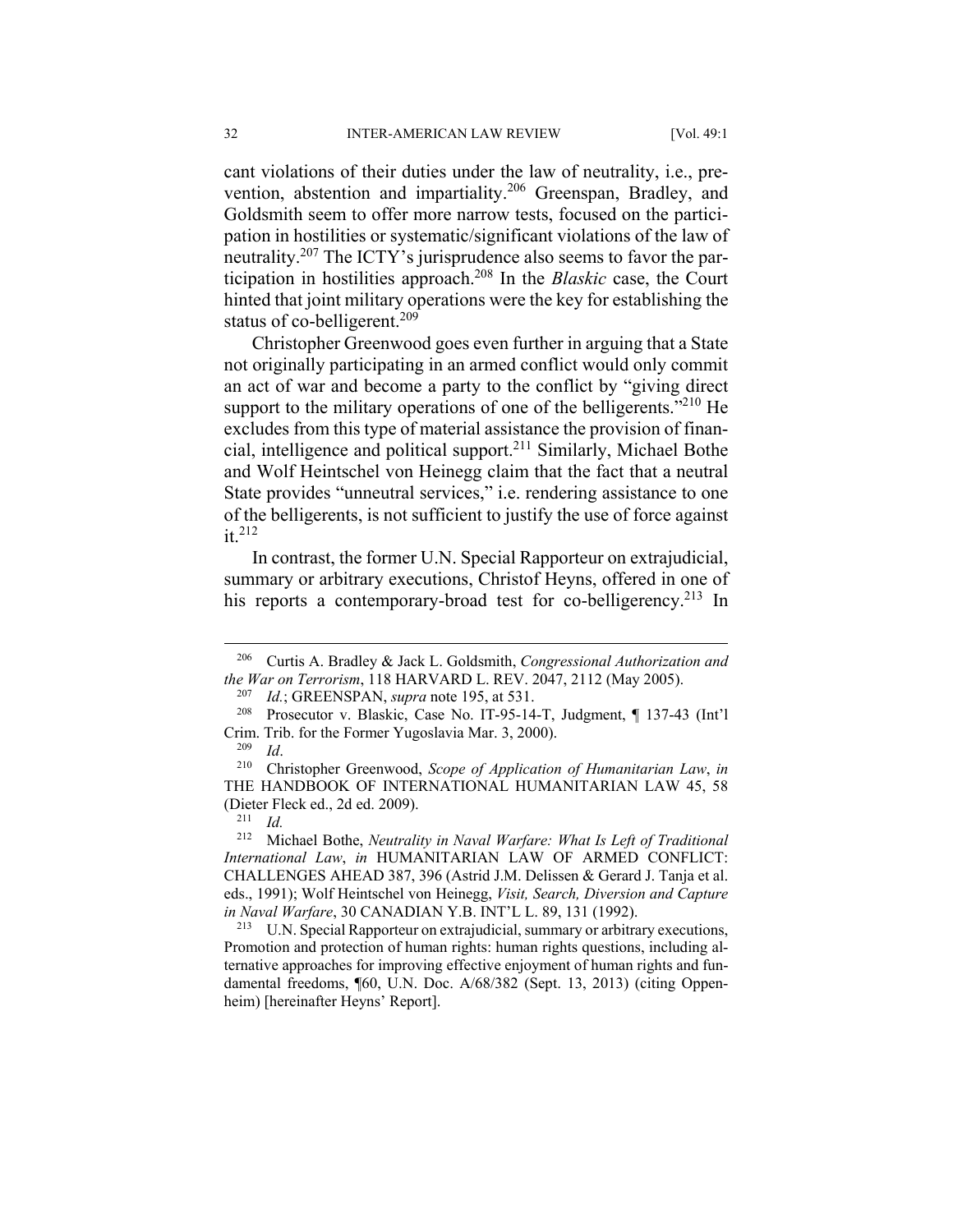cant violations of their duties under the law of neutrality, i.e., prevention, abstention and impartiality.[206] Greenspan, Bradley, and Goldsmith seem to offer more narrow tests, focused on the participation in hostilities or systematic/significant violations of the law of neutrality.[207] The ICTY's jurisprudence also seems to favor the participation in hostilities approach.[208] In the *Blaskic* case, the Court hinted that joint military operations were the key for establishing the status of co-belligerent.[209]

Christopher Greenwood goes even further in arguing that a State not originally participating in an armed conflict would only commit an act of war and become a party to the conflict by "giving direct support to the military operations of one of the belligerents."[210] He excludes from this type of material assistance the provision of financial, intelligence and political support.[211] Similarly, Michael Bothe and Wolf Heintschel von Heinegg claim that the fact that a neutral State provides "unneutral services," i.e. rendering assistance to one of the belligerents, is not sufficient to justify the use of force against it.[212]

In contrast, the former U.N. Special Rapporteur on extrajudicial, summary or arbitrary executions, Christof Heyns, offered in one of his reports a contemporary-broad test for co-belligerency.[213] In

---

[206] Curtis A. Bradley & Jack L. Goldsmith, *Congressional Authorization and the War on Terrorism*, 118 HARVARD L. REV. 2047, 2112 (May 2005).

[207] *Id.*; GREENSPAN, *supra* note 195, at 531.

[208] Prosecutor v. Blaskic, Case No. IT-95-14-T, Judgment, ¶ 137-43 (Int'l Crim. Trib. for the Former Yugoslavia Mar. 3, 2000).

[209] *Id*.

[210] Christopher Greenwood, *Scope of Application of Humanitarian Law*, *in* THE HANDBOOK OF INTERNATIONAL HUMANITARIAN LAW 45, 58 (Dieter Fleck ed., 2d ed. 2009).

[211] *Id.*

[212] Michael Bothe, *Neutrality in Naval Warfare: What Is Left of Traditional International Law*, *in* HUMANITARIAN LAW OF ARMED CONFLICT: CHALLENGES AHEAD 387, 396 (Astrid J.M. Delissen & Gerard J. Tanja et al. eds., 1991); Wolf Heintschel von Heinegg, *Visit, Search, Diversion and Capture in Naval Warfare*, 30 CANADIAN Y.B. INT'L L. 89, 131 (1992).

[213] U.N. Special Rapporteur on extrajudicial, summary or arbitrary executions, Promotion and protection of human rights: human rights questions, including alternative approaches for improving effective enjoyment of human rights and fundamental freedoms, ¶60, U.N. Doc. A/68/382 (Sept. 13, 2013) (citing Oppenheim) [hereinafter Heyns' Report].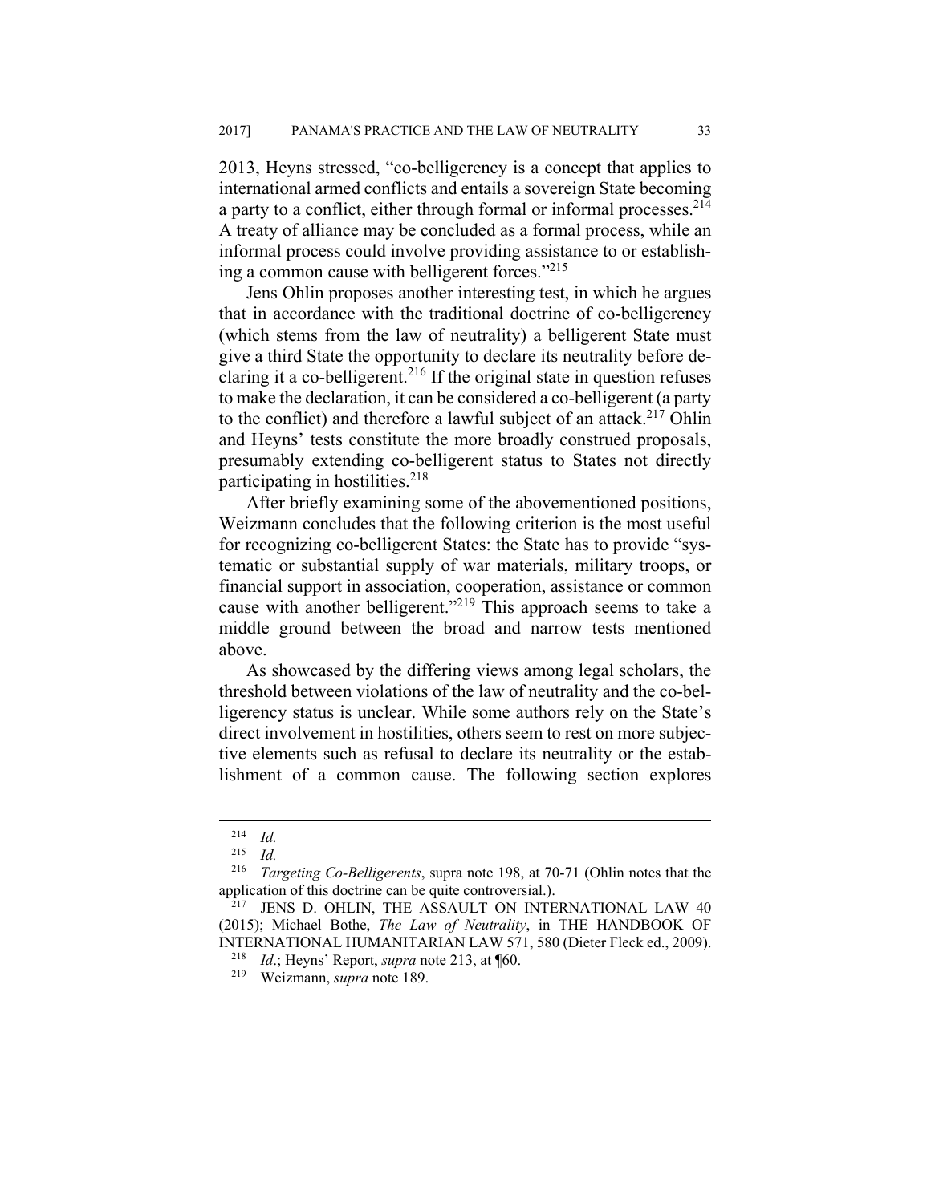2013, Heyns stressed, "co-belligerency is a concept that applies to international armed conflicts and entails a sovereign State becoming a party to a conflict, either through formal or informal processes.[214] A treaty of alliance may be concluded as a formal process, while an informal process could involve providing assistance to or establishing a common cause with belligerent forces."[215]

Jens Ohlin proposes another interesting test, in which he argues that in accordance with the traditional doctrine of co-belligerency (which stems from the law of neutrality) a belligerent State must give a third State the opportunity to declare its neutrality before declaring it a co-belligerent.[216] If the original state in question refuses to make the declaration, it can be considered a co-belligerent (a party to the conflict) and therefore a lawful subject of an attack.[217] Ohlin and Heyns' tests constitute the more broadly construed proposals, presumably extending co-belligerent status to States not directly participating in hostilities.[218]

After briefly examining some of the abovementioned positions, Weizmann concludes that the following criterion is the most useful for recognizing co-belligerent States: the State has to provide "systematic or substantial supply of war materials, military troops, or financial support in association, cooperation, assistance or common cause with another belligerent."[219] This approach seems to take a middle ground between the broad and narrow tests mentioned above.

As showcased by the differing views among legal scholars, the threshold between violations of the law of neutrality and the co-belligerency status is unclear. While some authors rely on the State's direct involvement in hostilities, others seem to rest on more subjective elements such as refusal to declare its neutrality or the establishment of a common cause. The following section explores

---

[214] *Id.*

[215] *Id.*

[216] *Targeting Co-Belligerents*, supra note 198, at 70-71 (Ohlin notes that the application of this doctrine can be quite controversial.).

[217] JENS D. OHLIN, THE ASSAULT ON INTERNATIONAL LAW 40 (2015); Michael Bothe, *The Law of Neutrality*, in THE HANDBOOK OF INTERNATIONAL HUMANITARIAN LAW 571, 580 (Dieter Fleck ed., 2009).

[218] *Id*.; Heyns' Report, *supra* note 213, at ¶60.

[219] Weizmann, *supra* note 189.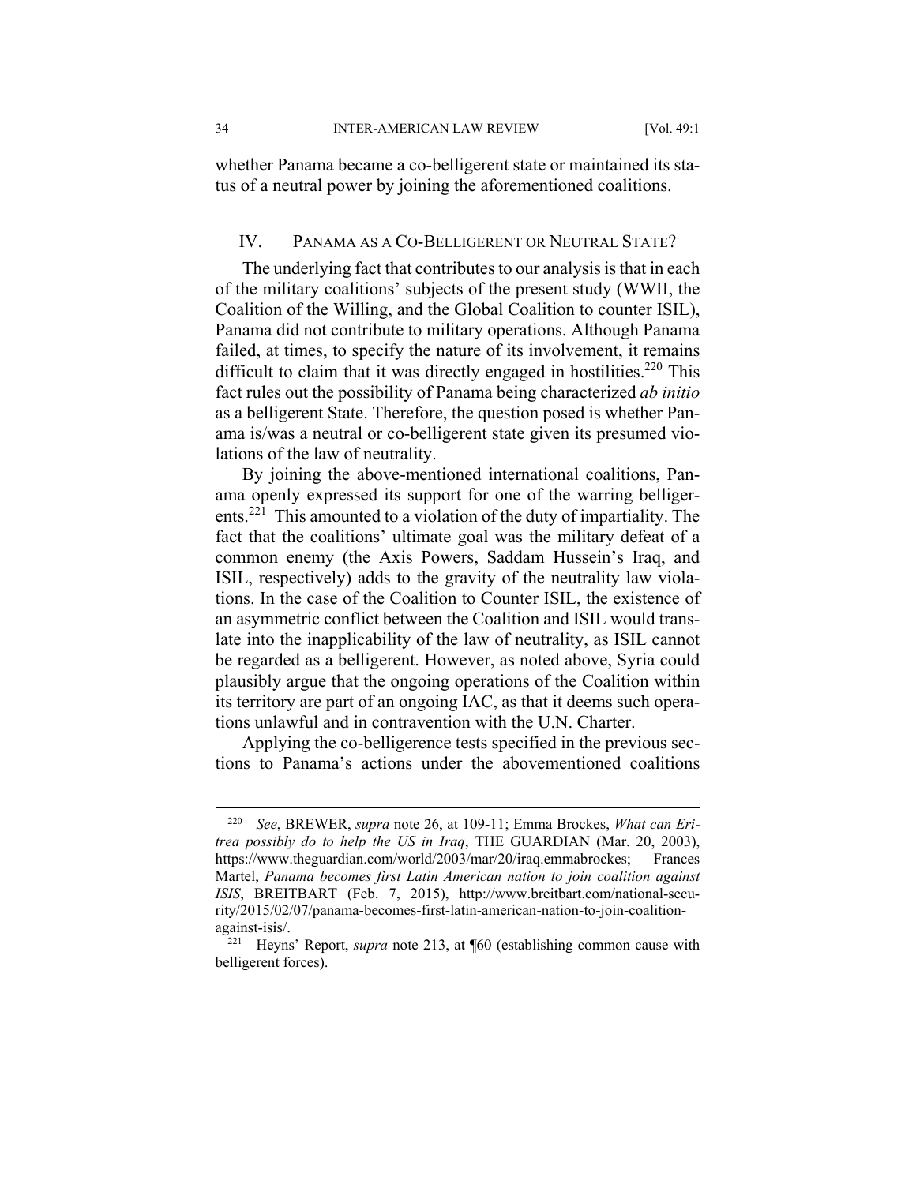whether Panama became a co-belligerent state or maintained its status of a neutral power by joining the aforementioned coalitions.

## IV. PANAMA AS A CO-BELLIGERENT OR NEUTRAL STATE?

The underlying fact that contributes to our analysis is that in each of the military coalitions' subjects of the present study (WWII, the Coalition of the Willing, and the Global Coalition to counter ISIL), Panama did not contribute to military operations. Although Panama failed, at times, to specify the nature of its involvement, it remains difficult to claim that it was directly engaged in hostilities.[220] This fact rules out the possibility of Panama being characterized *ab initio* as a belligerent State. Therefore, the question posed is whether Panama is/was a neutral or co-belligerent state given its presumed violations of the law of neutrality.

By joining the above-mentioned international coalitions, Panama openly expressed its support for one of the warring belligerents.[221] This amounted to a violation of the duty of impartiality. The fact that the coalitions' ultimate goal was the military defeat of a common enemy (the Axis Powers, Saddam Hussein's Iraq, and ISIL, respectively) adds to the gravity of the neutrality law violations. In the case of the Coalition to Counter ISIL, the existence of an asymmetric conflict between the Coalition and ISIL would translate into the inapplicability of the law of neutrality, as ISIL cannot be regarded as a belligerent. However, as noted above, Syria could plausibly argue that the ongoing operations of the Coalition within its territory are part of an ongoing IAC, as that it deems such operations unlawful and in contravention with the U.N. Charter.

Applying the co-belligerence tests specified in the previous sections to Panama's actions under the abovementioned coalitions

---

[220] *See*, BREWER, *supra* note 26, at 109-11; Emma Brockes, *What can Eritrea possibly do to help the US in Iraq*, THE GUARDIAN (Mar. 20, 2003), https://www.theguardian.com/world/2003/mar/20/iraq.emmabrockes; Frances Martel, *Panama becomes first Latin American nation to join coalition against ISIS*, BREITBART (Feb. 7, 2015), http://www.breitbart.com/national-security/2015/02/07/panama-becomes-first-latin-american-nation-to-join-coalition-against-isis/.

[221] Heyns' Report, *supra* note 213, at ¶60 (establishing common cause with belligerent forces).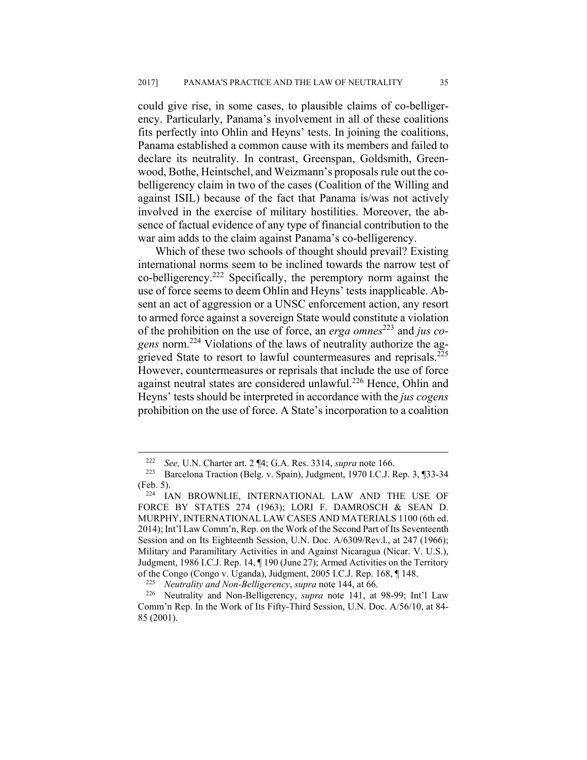could give rise, in some cases, to plausible claims of co-belligerency. Particularly, Panama's involvement in all of these coalitions fits perfectly into Ohlin and Heyns' tests. In joining the coalitions, Panama established a common cause with its members and failed to declare its neutrality. In contrast, Greenspan, Goldsmith, Greenwood, Bothe, Heintschel, and Weizmann's proposals rule out the co-belligerency claim in two of the cases (Coalition of the Willing and against ISIL) because of the fact that Panama is/was not actively involved in the exercise of military hostilities. Moreover, the absence of factual evidence of any type of financial contribution to the war aim adds to the claim against Panama's co-belligerency.

Which of these two schools of thought should prevail? Existing international norms seem to be inclined towards the narrow test of co-belligerency.[222] Specifically, the peremptory norm against the use of force seems to deem Ohlin and Heyns' tests inapplicable. Absent an act of aggression or a UNSC enforcement action, any resort to armed force against a sovereign State would constitute a violation of the prohibition on the use of force, an *erga omnes*[223] and *jus cogens* norm.[224] Violations of the laws of neutrality authorize the aggrieved State to resort to lawful countermeasures and reprisals.[225] However, countermeasures or reprisals that include the use of force against neutral states are considered unlawful.[226] Hence, Ohlin and Heyns' tests should be interpreted in accordance with the *jus cogens* prohibition on the use of force. A State's incorporation to a coalition

---

[222] *See,* U.N. Charter art. 2 ¶4; G.A. Res. 3314, *supra* note 166.

[223] Barcelona Traction (Belg. v. Spain), Judgment, 1970 I.C.J. Rep. 3, ¶33-34 (Feb. 5).

[224] IAN BROWNLIE, INTERNATIONAL LAW AND THE USE OF FORCE BY STATES 274 (1963); LORI F. DAMROSCH & SEAN D. MURPHY, INTERNATIONAL LAW CASES AND MATERIALS 1100 (6th ed. 2014); Int'l Law Comm'n, Rep. on the Work of the Second Part of Its Seventeenth Session and on Its Eighteenth Session, U.N. Doc. A/6309/Rev.l., at 247 (1966); Military and Paramilitary Activities in and Against Nicaragua (Nicar. V. U.S.), Judgment, 1986 I.C.J. Rep. 14, ¶ 190 (June 27); Armed Activities on the Territory of the Congo (Congo v. Uganda), Judgment, 2005 I.C.J. Rep. 168, ¶ 148.

[225] *Neutrality and Non-Belligerency*, *supra* note 144, at 66.

[226] Neutrality and Non-Belligerency, *supra* note 141, at 98-99; Int'l Law Comm'n Rep. In the Work of Its Fifty-Third Session, U.N. Doc. A/56/10, at 84-85 (2001).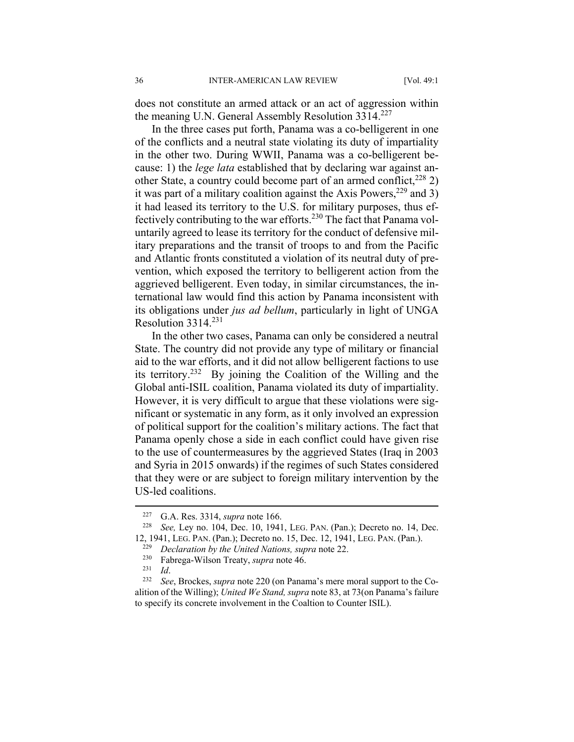does not constitute an armed attack or an act of aggression within the meaning U.N. General Assembly Resolution 3314.[227]

In the three cases put forth, Panama was a co-belligerent in one of the conflicts and a neutral state violating its duty of impartiality in the other two. During WWII, Panama was a co-belligerent because: 1) the *lege lata* established that by declaring war against another State, a country could become part of an armed conflict,[228] 2) it was part of a military coalition against the Axis Powers,[229] and 3) it had leased its territory to the U.S. for military purposes, thus effectively contributing to the war efforts.[230] The fact that Panama voluntarily agreed to lease its territory for the conduct of defensive military preparations and the transit of troops to and from the Pacific and Atlantic fronts constituted a violation of its neutral duty of prevention, which exposed the territory to belligerent action from the aggrieved belligerent. Even today, in similar circumstances, the international law would find this action by Panama inconsistent with its obligations under *jus ad bellum*, particularly in light of UNGA Resolution 3314.[231]

In the other two cases, Panama can only be considered a neutral State. The country did not provide any type of military or financial aid to the war efforts, and it did not allow belligerent factions to use its territory.[232] By joining the Coalition of the Willing and the Global anti-ISIL coalition, Panama violated its duty of impartiality. However, it is very difficult to argue that these violations were significant or systematic in any form, as it only involved an expression of political support for the coalition's military actions. The fact that Panama openly chose a side in each conflict could have given rise to the use of countermeasures by the aggrieved States (Iraq in 2003 and Syria in 2015 onwards) if the regimes of such States considered that they were or are subject to foreign military intervention by the US-led coalitions.

---

[227] G.A. Res. 3314, *supra* note 166.

[228] *See,* Ley no. 104, Dec. 10, 1941, LEG. PAN. (Pan.); Decreto no. 14, Dec. 12, 1941, LEG. PAN. (Pan.); Decreto no. 15, Dec. 12, 1941, LEG. PAN. (Pan.).

[229] *Declaration by the United Nations, supra* note 22.

[230] Fabrega-Wilson Treaty, *supra* note 46.

[231] *Id*.

[232] *See*, Brockes, *supra* note 220 (on Panama's mere moral support to the Coalition of the Willing); *United We Stand, supra* note 83, at 73(on Panama's failure to specify its concrete involvement in the Coaltion to Counter ISIL).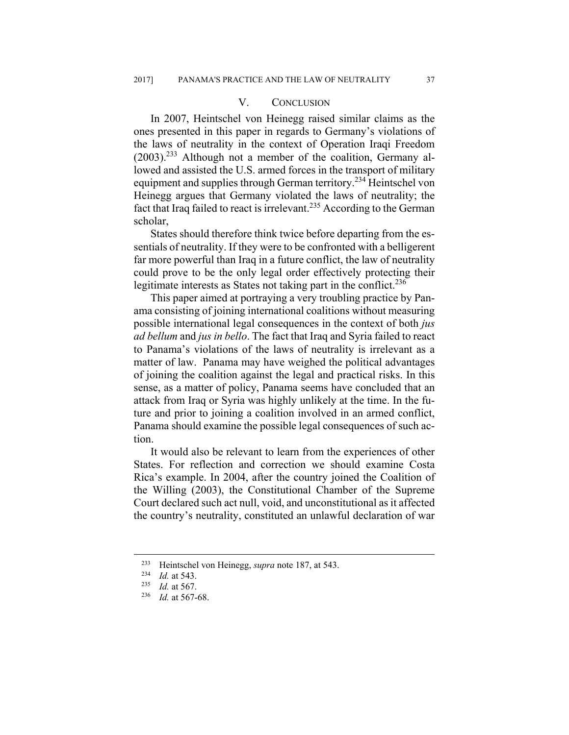## V. CONCLUSION

In 2007, Heintschel von Heinegg raised similar claims as the ones presented in this paper in regards to Germany's violations of the laws of neutrality in the context of Operation Iraqi Freedom (2003).[233] Although not a member of the coalition, Germany allowed and assisted the U.S. armed forces in the transport of military equipment and supplies through German territory.[234] Heintschel von Heinegg argues that Germany violated the laws of neutrality; the fact that Iraq failed to react is irrelevant.[235] According to the German scholar,

> States should therefore think twice before departing from the essentials of neutrality. If they were to be confronted with a belligerent far more powerful than Iraq in a future conflict, the law of neutrality could prove to be the only legal order effectively protecting their legitimate interests as States not taking part in the conflict.[236]

This paper aimed at portraying a very troubling practice by Panama consisting of joining international coalitions without measuring possible international legal consequences in the context of both *jus ad bellum* and *jus in bello*. The fact that Iraq and Syria failed to react to Panama's violations of the laws of neutrality is irrelevant as a matter of law. Panama may have weighed the political advantages of joining the coalition against the legal and practical risks. In this sense, as a matter of policy, Panama seems have concluded that an attack from Iraq or Syria was highly unlikely at the time. In the future and prior to joining a coalition involved in an armed conflict, Panama should examine the possible legal consequences of such action.

It would also be relevant to learn from the experiences of other States. For reflection and correction we should examine Costa Rica's example. In 2004, after the country joined the Coalition of the Willing (2003), the Constitutional Chamber of the Supreme Court declared such act null, void, and unconstitutional as it affected the country's neutrality, constituted an unlawful declaration of war

---

[233] Heintschel von Heinegg, *supra* note 187, at 543.

[234] *Id.* at 543.

[235] *Id.* at 567.

[236] *Id.* at 567-68.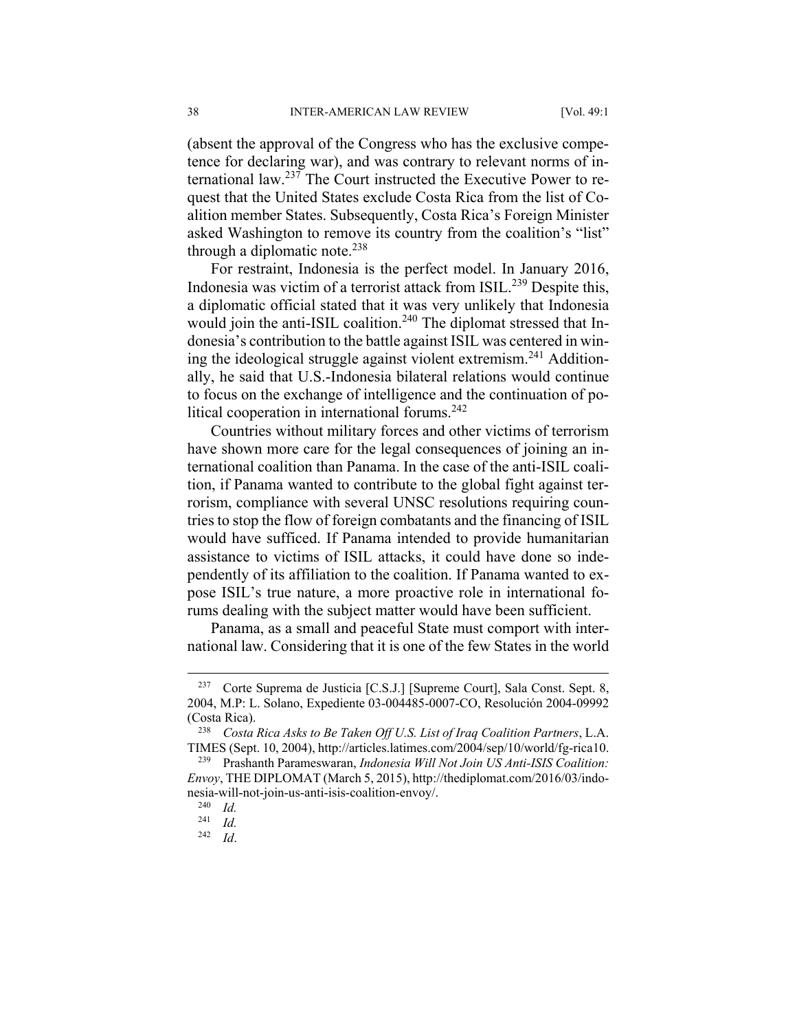(absent the approval of the Congress who has the exclusive competence for declaring war), and was contrary to relevant norms of international law.[237] The Court instructed the Executive Power to request that the United States exclude Costa Rica from the list of Coalition member States. Subsequently, Costa Rica's Foreign Minister asked Washington to remove its country from the coalition's "list" through a diplomatic note.[238]

For restraint, Indonesia is the perfect model. In January 2016, Indonesia was victim of a terrorist attack from ISIL.[239] Despite this, a diplomatic official stated that it was very unlikely that Indonesia would join the anti-ISIL coalition.[240] The diplomat stressed that Indonesia's contribution to the battle against ISIL was centered in wining the ideological struggle against violent extremism.[241] Additionally, he said that U.S.-Indonesia bilateral relations would continue to focus on the exchange of intelligence and the continuation of political cooperation in international forums.[242]

Countries without military forces and other victims of terrorism have shown more care for the legal consequences of joining an international coalition than Panama. In the case of the anti-ISIL coalition, if Panama wanted to contribute to the global fight against terrorism, compliance with several UNSC resolutions requiring countries to stop the flow of foreign combatants and the financing of ISIL would have sufficed. If Panama intended to provide humanitarian assistance to victims of ISIL attacks, it could have done so independently of its affiliation to the coalition. If Panama wanted to expose ISIL's true nature, a more proactive role in international forums dealing with the subject matter would have been sufficient.

Panama, as a small and peaceful State must comport with international law. Considering that it is one of the few States in the world

---

[237] Corte Suprema de Justicia [C.S.J.] [Supreme Court], Sala Const. Sept. 8, 2004, M.P: L. Solano, Expediente 03-004485-0007-CO, Resolución 2004-09992 (Costa Rica).

[238] *Costa Rica Asks to Be Taken Off U.S. List of Iraq Coalition Partners*, L.A. TIMES (Sept. 10, 2004), http://articles.latimes.com/2004/sep/10/world/fg-rica10.

[239] Prashanth Parameswaran, *Indonesia Will Not Join US Anti-ISIS Coalition: Envoy*, THE DIPLOMAT (March 5, 2015), http://thediplomat.com/2016/03/indonesia-will-not-join-us-anti-isis-coalition-envoy/.

[240] *Id.*

[241] *Id.*

[242] *Id*.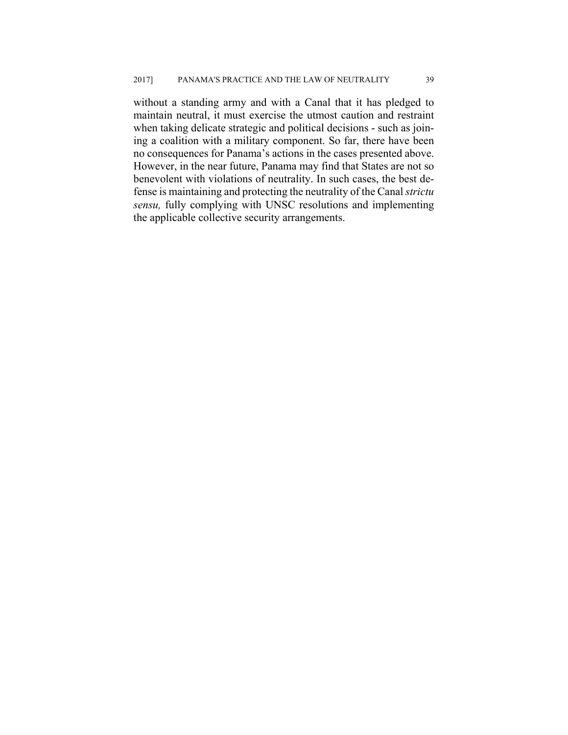without a standing army and with a Canal that it has pledged to maintain neutral, it must exercise the utmost caution and restraint when taking delicate strategic and political decisions - such as joining a coalition with a military component. So far, there have been no consequences for Panama's actions in the cases presented above. However, in the near future, Panama may find that States are not so benevolent with violations of neutrality. In such cases, the best defense is maintaining and protecting the neutrality of the Canal *strictu sensu,* fully complying with UNSC resolutions and implementing the applicable collective security arrangements.